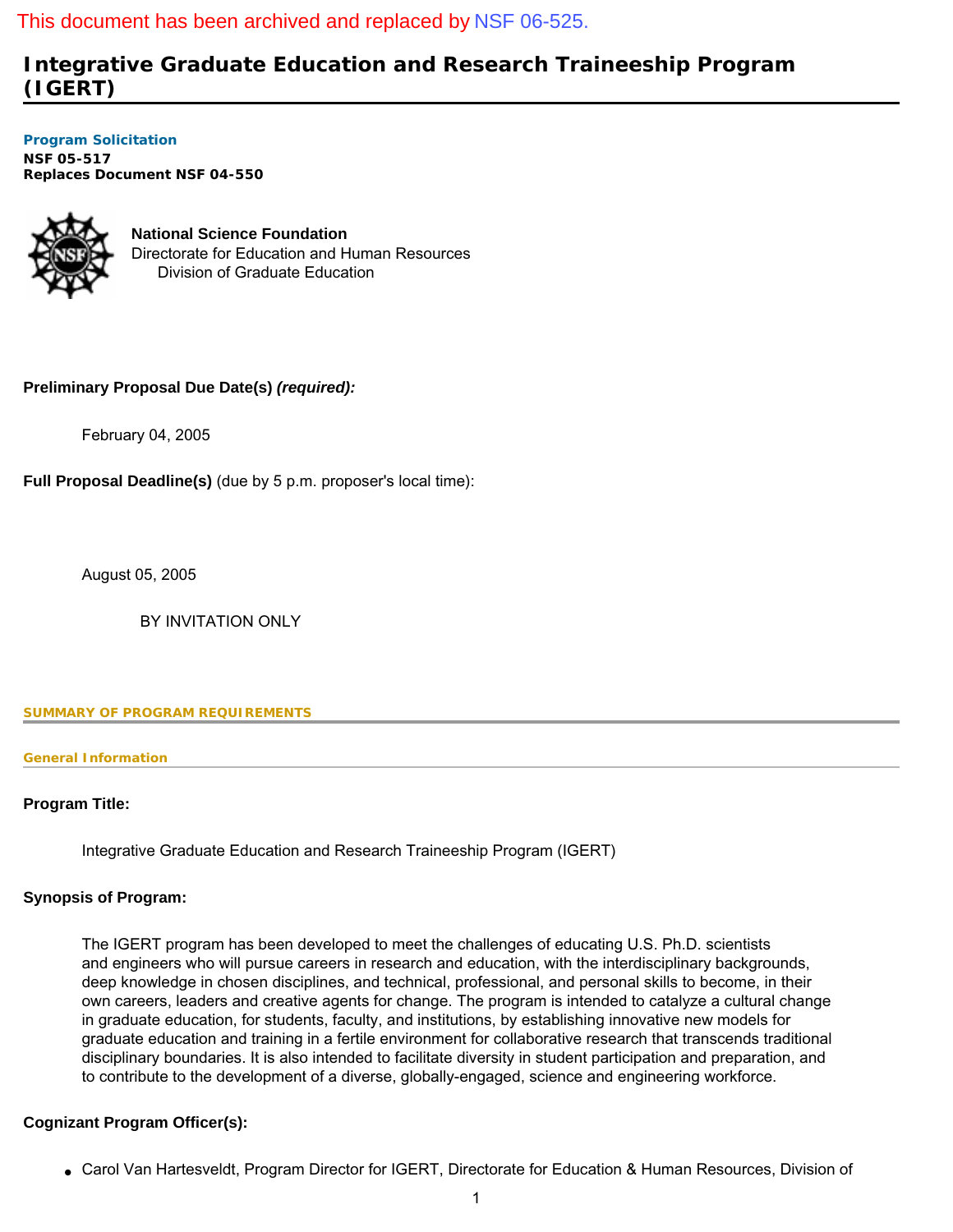This document has been archived and replaced by NSF 06-525.

# Integrative Graduate Education and Research Traineeship Program (IGERT)

**Program Solicitation**
**NSF 05-517**
**Replaces Document NSF 04-550**

**National Science Foundation**
Directorate for Education and Human Resources
Division of Graduate Education

**Preliminary Proposal Due Date(s)** ***(required):***

February 04, 2005

**Full Proposal Deadline(s)** (due by 5 p.m. proposer's local time):

August 05, 2005

BY INVITATION ONLY

## SUMMARY OF PROGRAM REQUIREMENTS

### General Information

**Program Title:**

Integrative Graduate Education and Research Traineeship Program (IGERT)

**Synopsis of Program:**

The IGERT program has been developed to meet the challenges of educating U.S. Ph.D. scientists and engineers who will pursue careers in research and education, with the interdisciplinary backgrounds, deep knowledge in chosen disciplines, and technical, professional, and personal skills to become, in their own careers, leaders and creative agents for change. The program is intended to catalyze a cultural change in graduate education, for students, faculty, and institutions, by establishing innovative new models for graduate education and training in a fertile environment for collaborative research that transcends traditional disciplinary boundaries. It is also intended to facilitate diversity in student participation and preparation, and to contribute to the development of a diverse, globally-engaged, science and engineering workforce.

**Cognizant Program Officer(s):**

- Carol Van Hartesveldt, Program Director for IGERT, Directorate for Education & Human Resources, Division of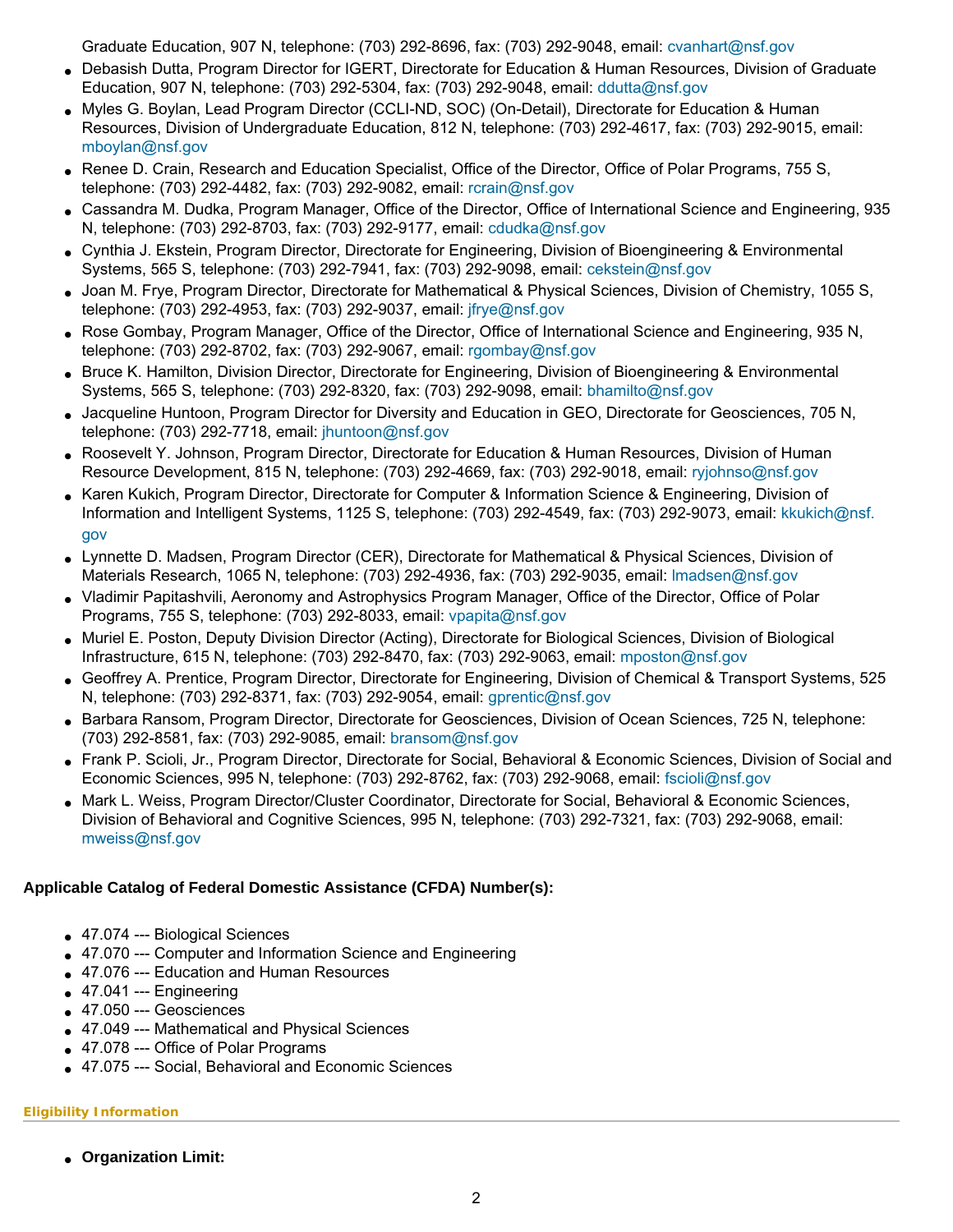Graduate Education, 907 N, telephone: (703) 292-8696, fax: (703) 292-9048, email: cvanhart@nsf.gov

- Debasish Dutta, Program Director for IGERT, Directorate for Education & Human Resources, Division of Graduate Education, 907 N, telephone: (703) 292-5304, fax: (703) 292-9048, email: ddutta@nsf.gov
- Myles G. Boylan, Lead Program Director (CCLI-ND, SOC) (On-Detail), Directorate for Education & Human Resources, Division of Undergraduate Education, 812 N, telephone: (703) 292-4617, fax: (703) 292-9015, email: mboylan@nsf.gov
- Renee D. Crain, Research and Education Specialist, Office of the Director, Office of Polar Programs, 755 S, telephone: (703) 292-4482, fax: (703) 292-9082, email: rcrain@nsf.gov
- Cassandra M. Dudka, Program Manager, Office of the Director, Office of International Science and Engineering, 935 N, telephone: (703) 292-8703, fax: (703) 292-9177, email: cdudka@nsf.gov
- Cynthia J. Ekstein, Program Director, Directorate for Engineering, Division of Bioengineering & Environmental Systems, 565 S, telephone: (703) 292-7941, fax: (703) 292-9098, email: cekstein@nsf.gov
- Joan M. Frye, Program Director, Directorate for Mathematical & Physical Sciences, Division of Chemistry, 1055 S, telephone: (703) 292-4953, fax: (703) 292-9037, email: jfrye@nsf.gov
- Rose Gombay, Program Manager, Office of the Director, Office of International Science and Engineering, 935 N, telephone: (703) 292-8702, fax: (703) 292-9067, email: rgombay@nsf.gov
- Bruce K. Hamilton, Division Director, Directorate for Engineering, Division of Bioengineering & Environmental Systems, 565 S, telephone: (703) 292-8320, fax: (703) 292-9098, email: bhamilto@nsf.gov
- Jacqueline Huntoon, Program Director for Diversity and Education in GEO, Directorate for Geosciences, 705 N, telephone: (703) 292-7718, email: jhuntoon@nsf.gov
- Roosevelt Y. Johnson, Program Director, Directorate for Education & Human Resources, Division of Human Resource Development, 815 N, telephone: (703) 292-4669, fax: (703) 292-9018, email: ryjohnso@nsf.gov
- Karen Kukich, Program Director, Directorate for Computer & Information Science & Engineering, Division of Information and Intelligent Systems, 1125 S, telephone: (703) 292-4549, fax: (703) 292-9073, email: kkukich@nsf.gov
- Lynnette D. Madsen, Program Director (CER), Directorate for Mathematical & Physical Sciences, Division of Materials Research, 1065 N, telephone: (703) 292-4936, fax: (703) 292-9035, email: lmadsen@nsf.gov
- Vladimir Papitashvili, Aeronomy and Astrophysics Program Manager, Office of the Director, Office of Polar Programs, 755 S, telephone: (703) 292-8033, email: vpapita@nsf.gov
- Muriel E. Poston, Deputy Division Director (Acting), Directorate for Biological Sciences, Division of Biological Infrastructure, 615 N, telephone: (703) 292-8470, fax: (703) 292-9063, email: mposton@nsf.gov
- Geoffrey A. Prentice, Program Director, Directorate for Engineering, Division of Chemical & Transport Systems, 525 N, telephone: (703) 292-8371, fax: (703) 292-9054, email: gprentic@nsf.gov
- Barbara Ransom, Program Director, Directorate for Geosciences, Division of Ocean Sciences, 725 N, telephone: (703) 292-8581, fax: (703) 292-9085, email: bransom@nsf.gov
- Frank P. Scioli, Jr., Program Director, Directorate for Social, Behavioral & Economic Sciences, Division of Social and Economic Sciences, 995 N, telephone: (703) 292-8762, fax: (703) 292-9068, email: fscioli@nsf.gov
- Mark L. Weiss, Program Director/Cluster Coordinator, Directorate for Social, Behavioral & Economic Sciences, Division of Behavioral and Cognitive Sciences, 995 N, telephone: (703) 292-7321, fax: (703) 292-9068, email: mweiss@nsf.gov

**Applicable Catalog of Federal Domestic Assistance (CFDA) Number(s):**

- 47.074 --- Biological Sciences
- 47.070 --- Computer and Information Science and Engineering
- 47.076 --- Education and Human Resources
- 47.041 --- Engineering
- 47.050 --- Geosciences
- 47.049 --- Mathematical and Physical Sciences
- 47.078 --- Office of Polar Programs
- 47.075 --- Social, Behavioral and Economic Sciences

## Eligibility Information

- **Organization Limit:**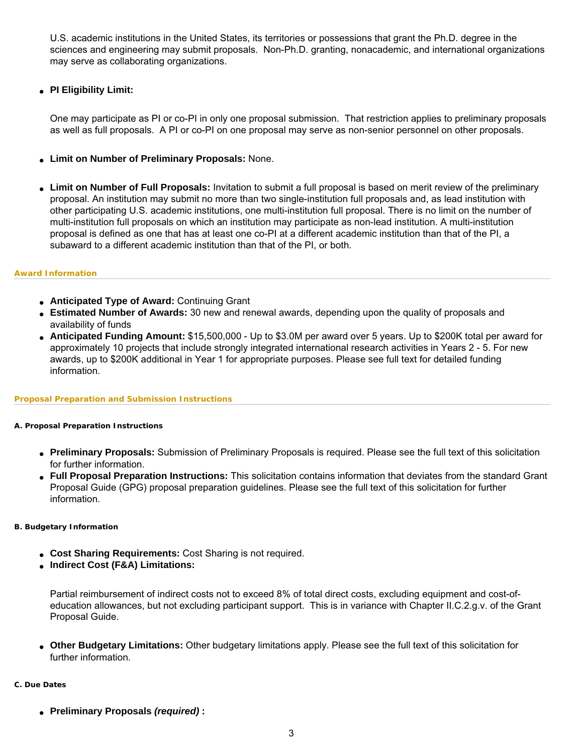U.S. academic institutions in the United States, its territories or possessions that grant the Ph.D. degree in the sciences and engineering may submit proposals. Non-Ph.D. granting, nonacademic, and international organizations may serve as collaborating organizations.

- **PI Eligibility Limit:**

  One may participate as PI or co-PI in only one proposal submission. That restriction applies to preliminary proposals as well as full proposals. A PI or co-PI on one proposal may serve as non-senior personnel on other proposals.

- **Limit on Number of Preliminary Proposals:** None.

- **Limit on Number of Full Proposals:** Invitation to submit a full proposal is based on merit review of the preliminary proposal. An institution may submit no more than two single-institution full proposals and, as lead institution with other participating U.S. academic institutions, one multi-institution full proposal. There is no limit on the number of multi-institution full proposals on which an institution may participate as non-lead institution. A multi-institution proposal is defined as one that has at least one co-PI at a different academic institution than that of the PI, a subaward to a different academic institution than that of the PI, or both.

## Award Information

- **Anticipated Type of Award:** Continuing Grant
- **Estimated Number of Awards:** 30 new and renewal awards, depending upon the quality of proposals and availability of funds
- **Anticipated Funding Amount:** $15,500,000 - Up to $3.0M per award over 5 years. Up to $200K total per award for approximately 10 projects that include strongly integrated international research activities in Years 2 - 5. For new awards, up to $200K additional in Year 1 for appropriate purposes. Please see full text for detailed funding information.

## Proposal Preparation and Submission Instructions

### A. Proposal Preparation Instructions

- **Preliminary Proposals:** Submission of Preliminary Proposals is required. Please see the full text of this solicitation for further information.
- **Full Proposal Preparation Instructions:** This solicitation contains information that deviates from the standard Grant Proposal Guide (GPG) proposal preparation guidelines. Please see the full text of this solicitation for further information.

### B. Budgetary Information

- **Cost Sharing Requirements:** Cost Sharing is not required.
- **Indirect Cost (F&A) Limitations:**

  Partial reimbursement of indirect costs not to exceed 8% of total direct costs, excluding equipment and cost-of-education allowances, but not excluding participant support. This is in variance with Chapter II.C.2.g.v. of the Grant Proposal Guide.

- **Other Budgetary Limitations:** Other budgetary limitations apply. Please see the full text of this solicitation for further information.

### C. Due Dates

- **Preliminary Proposals *(required)* :**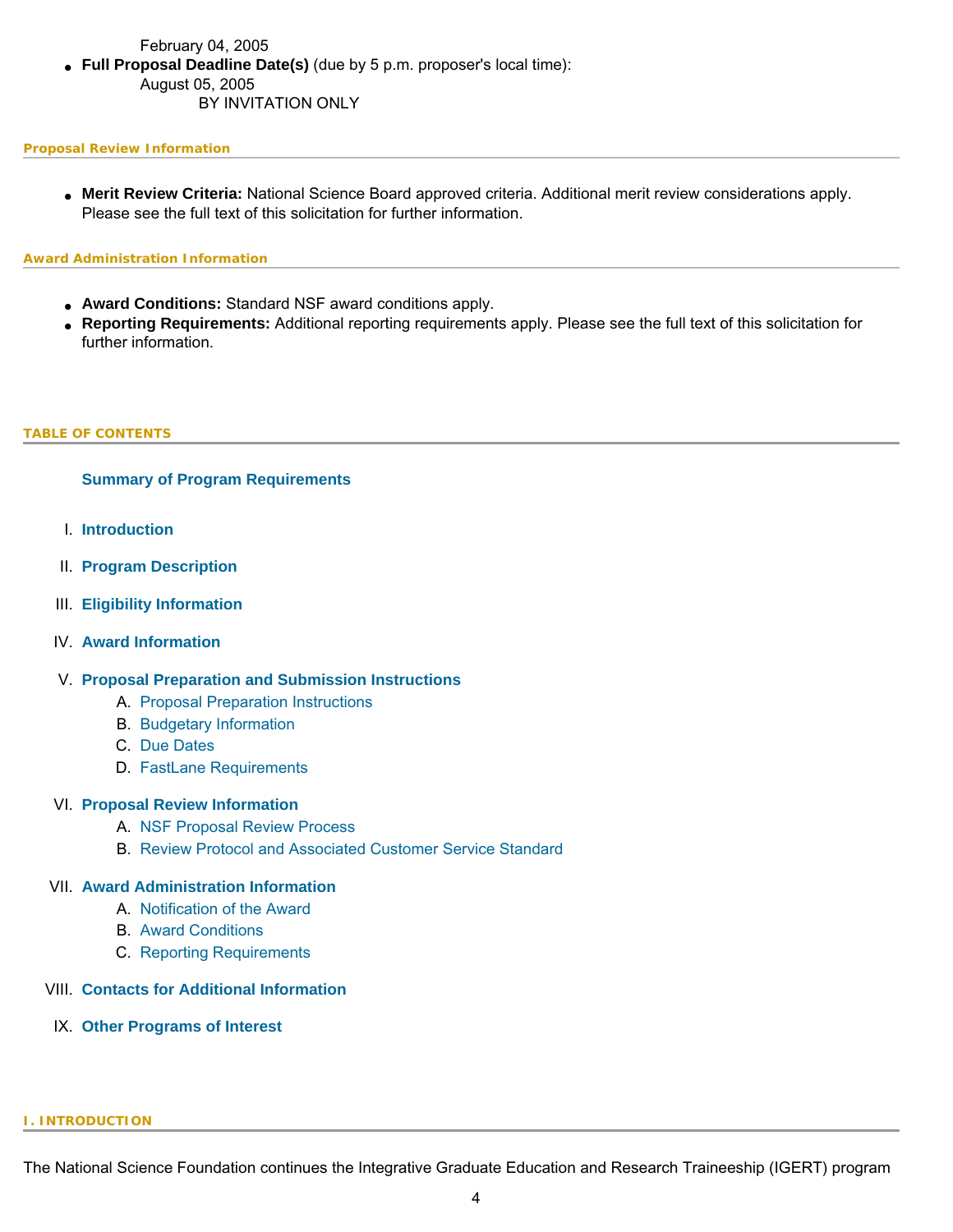February 04, 2005

- **Full Proposal Deadline Date(s)** (due by 5 p.m. proposer's local time):
  August 05, 2005
  BY INVITATION ONLY

**Proposal Review Information**

- **Merit Review Criteria:** National Science Board approved criteria. Additional merit review considerations apply. Please see the full text of this solicitation for further information.

**Award Administration Information**

- **Award Conditions:** Standard NSF award conditions apply.
- **Reporting Requirements:** Additional reporting requirements apply. Please see the full text of this solicitation for further information.

## TABLE OF CONTENTS

**Summary of Program Requirements**

I. **Introduction**

II. **Program Description**

III. **Eligibility Information**

IV. **Award Information**

V. **Proposal Preparation and Submission Instructions**
   A. Proposal Preparation Instructions
   B. Budgetary Information
   C. Due Dates
   D. FastLane Requirements

VI. **Proposal Review Information**
   A. NSF Proposal Review Process
   B. Review Protocol and Associated Customer Service Standard

VII. **Award Administration Information**
   A. Notification of the Award
   B. Award Conditions
   C. Reporting Requirements

VIII. **Contacts for Additional Information**

IX. **Other Programs of Interest**

## I. INTRODUCTION

The National Science Foundation continues the Integrative Graduate Education and Research Traineeship (IGERT) program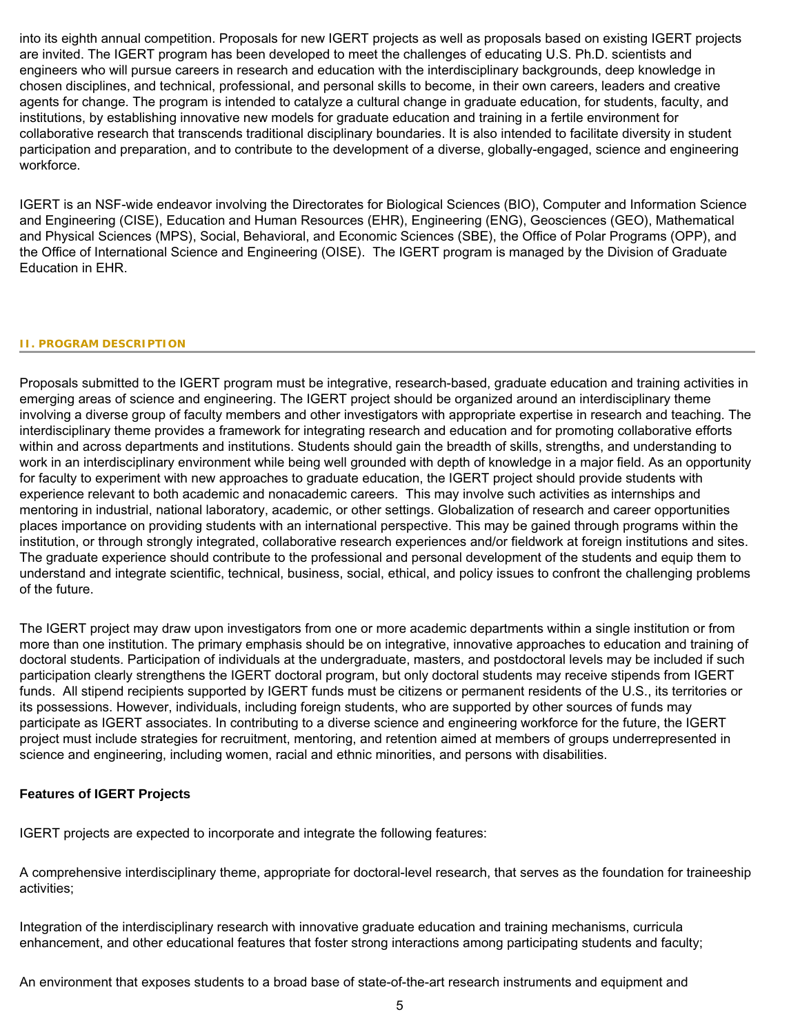into its eighth annual competition. Proposals for new IGERT projects as well as proposals based on existing IGERT projects are invited. The IGERT program has been developed to meet the challenges of educating U.S. Ph.D. scientists and engineers who will pursue careers in research and education with the interdisciplinary backgrounds, deep knowledge in chosen disciplines, and technical, professional, and personal skills to become, in their own careers, leaders and creative agents for change. The program is intended to catalyze a cultural change in graduate education, for students, faculty, and institutions, by establishing innovative new models for graduate education and training in a fertile environment for collaborative research that transcends traditional disciplinary boundaries. It is also intended to facilitate diversity in student participation and preparation, and to contribute to the development of a diverse, globally-engaged, science and engineering workforce.

IGERT is an NSF-wide endeavor involving the Directorates for Biological Sciences (BIO), Computer and Information Science and Engineering (CISE), Education and Human Resources (EHR), Engineering (ENG), Geosciences (GEO), Mathematical and Physical Sciences (MPS), Social, Behavioral, and Economic Sciences (SBE), the Office of Polar Programs (OPP), and the Office of International Science and Engineering (OISE). The IGERT program is managed by the Division of Graduate Education in EHR.

## II. PROGRAM DESCRIPTION

Proposals submitted to the IGERT program must be integrative, research-based, graduate education and training activities in emerging areas of science and engineering. The IGERT project should be organized around an interdisciplinary theme involving a diverse group of faculty members and other investigators with appropriate expertise in research and teaching. The interdisciplinary theme provides a framework for integrating research and education and for promoting collaborative efforts within and across departments and institutions. Students should gain the breadth of skills, strengths, and understanding to work in an interdisciplinary environment while being well grounded with depth of knowledge in a major field. As an opportunity for faculty to experiment with new approaches to graduate education, the IGERT project should provide students with experience relevant to both academic and nonacademic careers. This may involve such activities as internships and mentoring in industrial, national laboratory, academic, or other settings. Globalization of research and career opportunities places importance on providing students with an international perspective. This may be gained through programs within the institution, or through strongly integrated, collaborative research experiences and/or fieldwork at foreign institutions and sites. The graduate experience should contribute to the professional and personal development of the students and equip them to understand and integrate scientific, technical, business, social, ethical, and policy issues to confront the challenging problems of the future.

The IGERT project may draw upon investigators from one or more academic departments within a single institution or from more than one institution. The primary emphasis should be on integrative, innovative approaches to education and training of doctoral students. Participation of individuals at the undergraduate, masters, and postdoctoral levels may be included if such participation clearly strengthens the IGERT doctoral program, but only doctoral students may receive stipends from IGERT funds. All stipend recipients supported by IGERT funds must be citizens or permanent residents of the U.S., its territories or its possessions. However, individuals, including foreign students, who are supported by other sources of funds may participate as IGERT associates. In contributing to a diverse science and engineering workforce for the future, the IGERT project must include strategies for recruitment, mentoring, and retention aimed at members of groups underrepresented in science and engineering, including women, racial and ethnic minorities, and persons with disabilities.

### Features of IGERT Projects

IGERT projects are expected to incorporate and integrate the following features:

A comprehensive interdisciplinary theme, appropriate for doctoral-level research, that serves as the foundation for traineeship activities;

Integration of the interdisciplinary research with innovative graduate education and training mechanisms, curricula enhancement, and other educational features that foster strong interactions among participating students and faculty;

An environment that exposes students to a broad base of state-of-the-art research instruments and equipment and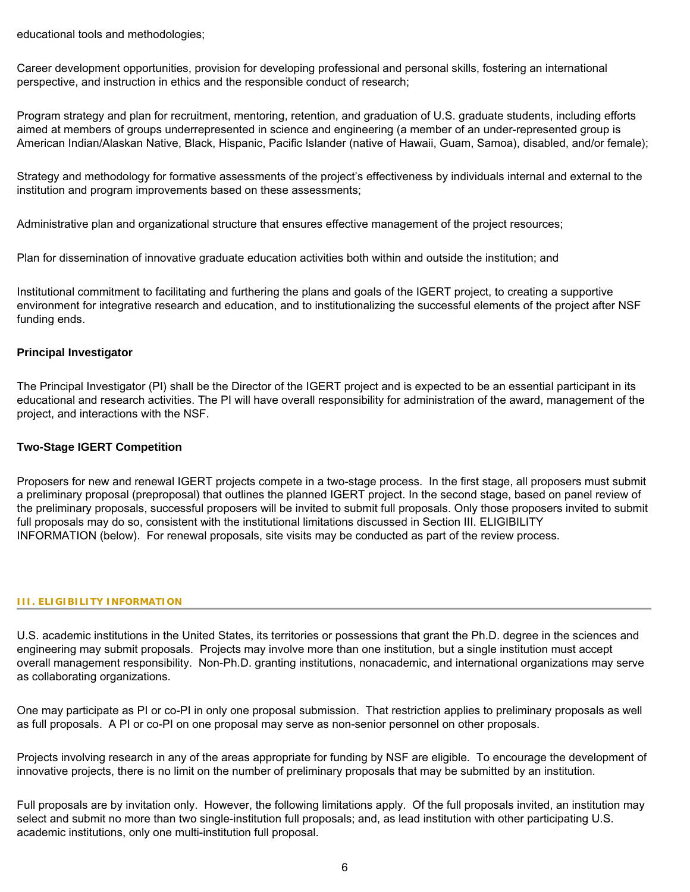educational tools and methodologies;

Career development opportunities, provision for developing professional and personal skills, fostering an international perspective, and instruction in ethics and the responsible conduct of research;

Program strategy and plan for recruitment, mentoring, retention, and graduation of U.S. graduate students, including efforts aimed at members of groups underrepresented in science and engineering (a member of an under-represented group is American Indian/Alaskan Native, Black, Hispanic, Pacific Islander (native of Hawaii, Guam, Samoa), disabled, and/or female);

Strategy and methodology for formative assessments of the project's effectiveness by individuals internal and external to the institution and program improvements based on these assessments;

Administrative plan and organizational structure that ensures effective management of the project resources;

Plan for dissemination of innovative graduate education activities both within and outside the institution; and

Institutional commitment to facilitating and furthering the plans and goals of the IGERT project, to creating a supportive environment for integrative research and education, and to institutionalizing the successful elements of the project after NSF funding ends.

**Principal Investigator**

The Principal Investigator (PI) shall be the Director of the IGERT project and is expected to be an essential participant in its educational and research activities. The PI will have overall responsibility for administration of the award, management of the project, and interactions with the NSF.

**Two-Stage IGERT Competition**

Proposers for new and renewal IGERT projects compete in a two-stage process. In the first stage, all proposers must submit a preliminary proposal (preproposal) that outlines the planned IGERT project. In the second stage, based on panel review of the preliminary proposals, successful proposers will be invited to submit full proposals. Only those proposers invited to submit full proposals may do so, consistent with the institutional limitations discussed in Section III. ELIGIBILITY INFORMATION (below). For renewal proposals, site visits may be conducted as part of the review process.

## III. ELIGIBILITY INFORMATION

U.S. academic institutions in the United States, its territories or possessions that grant the Ph.D. degree in the sciences and engineering may submit proposals. Projects may involve more than one institution, but a single institution must accept overall management responsibility. Non-Ph.D. granting institutions, nonacademic, and international organizations may serve as collaborating organizations.

One may participate as PI or co-PI in only one proposal submission. That restriction applies to preliminary proposals as well as full proposals. A PI or co-PI on one proposal may serve as non-senior personnel on other proposals.

Projects involving research in any of the areas appropriate for funding by NSF are eligible. To encourage the development of innovative projects, there is no limit on the number of preliminary proposals that may be submitted by an institution.

Full proposals are by invitation only. However, the following limitations apply. Of the full proposals invited, an institution may select and submit no more than two single-institution full proposals; and, as lead institution with other participating U.S. academic institutions, only one multi-institution full proposal.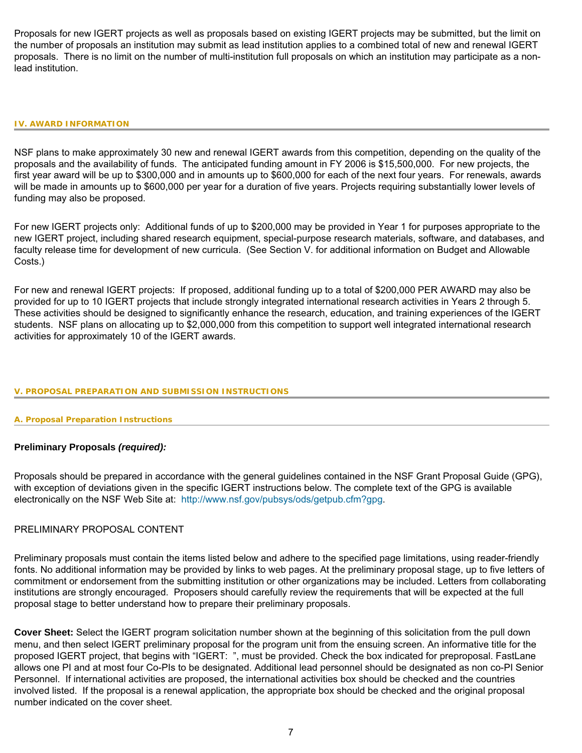Proposals for new IGERT projects as well as proposals based on existing IGERT projects may be submitted, but the limit on the number of proposals an institution may submit as lead institution applies to a combined total of new and renewal IGERT proposals. There is no limit on the number of multi-institution full proposals on which an institution may participate as a non-lead institution.

## IV. AWARD INFORMATION

NSF plans to make approximately 30 new and renewal IGERT awards from this competition, depending on the quality of the proposals and the availability of funds. The anticipated funding amount in FY 2006 is $15,500,000. For new projects, the first year award will be up to $300,000 and in amounts up to $600,000 for each of the next four years. For renewals, awards will be made in amounts up to $600,000 per year for a duration of five years. Projects requiring substantially lower levels of funding may also be proposed.

For new IGERT projects only: Additional funds of up to $200,000 may be provided in Year 1 for purposes appropriate to the new IGERT project, including shared research equipment, special-purpose research materials, software, and databases, and faculty release time for development of new curricula. (See Section V. for additional information on Budget and Allowable Costs.)

For new and renewal IGERT projects: If proposed, additional funding up to a total of $200,000 PER AWARD may also be provided for up to 10 IGERT projects that include strongly integrated international research activities in Years 2 through 5. These activities should be designed to significantly enhance the research, education, and training experiences of the IGERT students. NSF plans on allocating up to $2,000,000 from this competition to support well integrated international research activities for approximately 10 of the IGERT awards.

## V. PROPOSAL PREPARATION AND SUBMISSION INSTRUCTIONS

### A. Proposal Preparation Instructions

**Preliminary Proposals *(required):***

Proposals should be prepared in accordance with the general guidelines contained in the NSF Grant Proposal Guide (GPG), with exception of deviations given in the specific IGERT instructions below. The complete text of the GPG is available electronically on the NSF Web Site at: http://www.nsf.gov/pubsys/ods/getpub.cfm?gpg.

PRELIMINARY PROPOSAL CONTENT

Preliminary proposals must contain the items listed below and adhere to the specified page limitations, using reader-friendly fonts. No additional information may be provided by links to web pages. At the preliminary proposal stage, up to five letters of commitment or endorsement from the submitting institution or other organizations may be included. Letters from collaborating institutions are strongly encouraged. Proposers should carefully review the requirements that will be expected at the full proposal stage to better understand how to prepare their preliminary proposals.

**Cover Sheet:** Select the IGERT program solicitation number shown at the beginning of this solicitation from the pull down menu, and then select IGERT preliminary proposal for the program unit from the ensuing screen. An informative title for the proposed IGERT project, that begins with "IGERT: ", must be provided. Check the box indicated for preproposal. FastLane allows one PI and at most four Co-PIs to be designated. Additional lead personnel should be designated as non co-PI Senior Personnel. If international activities are proposed, the international activities box should be checked and the countries involved listed. If the proposal is a renewal application, the appropriate box should be checked and the original proposal number indicated on the cover sheet.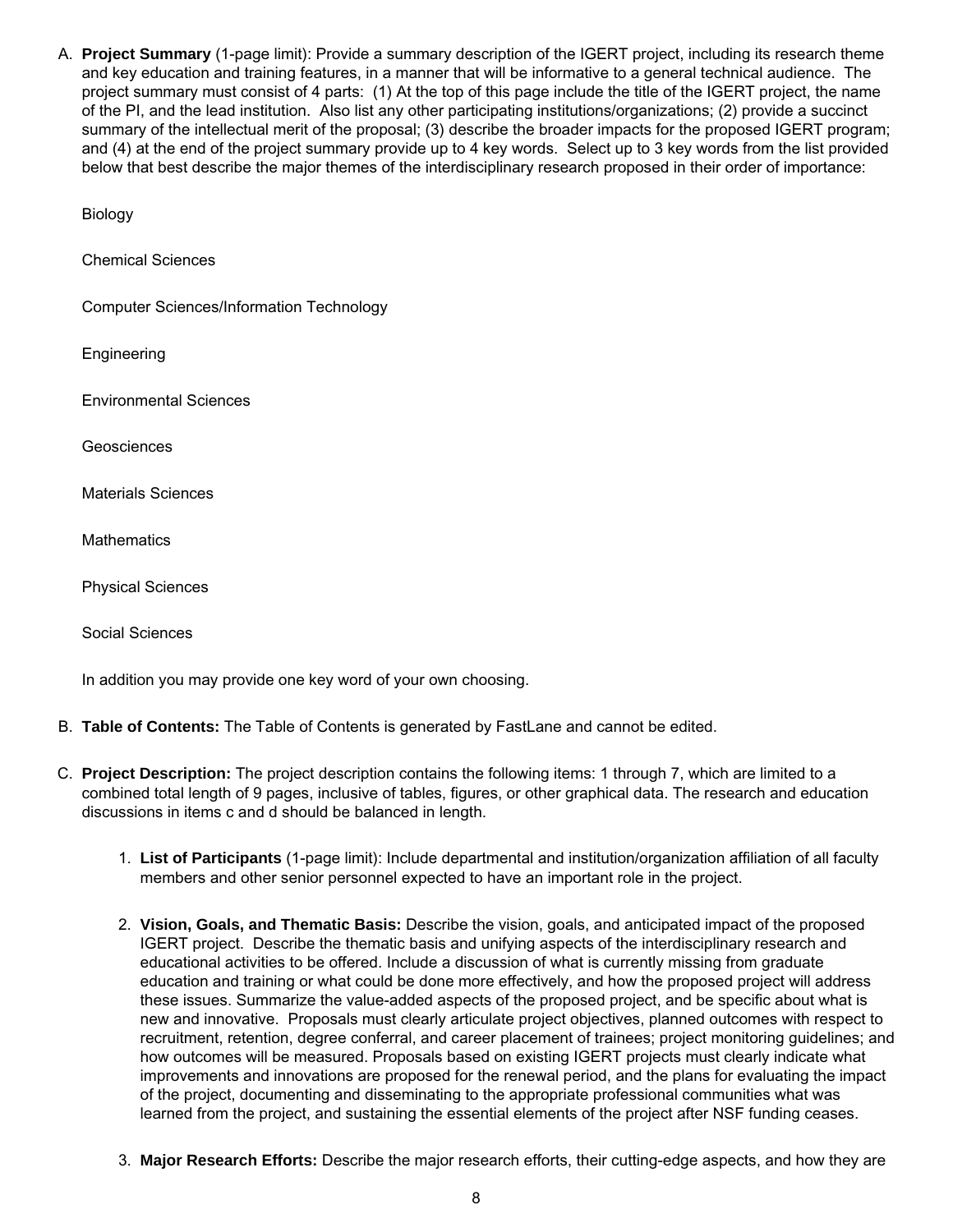A. **Project Summary** (1-page limit): Provide a summary description of the IGERT project, including its research theme and key education and training features, in a manner that will be informative to a general technical audience. The project summary must consist of 4 parts: (1) At the top of this page include the title of the IGERT project, the name of the PI, and the lead institution. Also list any other participating institutions/organizations; (2) provide a succinct summary of the intellectual merit of the proposal; (3) describe the broader impacts for the proposed IGERT program; and (4) at the end of the project summary provide up to 4 key words. Select up to 3 key words from the list provided below that best describe the major themes of the interdisciplinary research proposed in their order of importance:

   Biology

   Chemical Sciences

   Computer Sciences/Information Technology

   Engineering

   Environmental Sciences

   Geosciences

   Materials Sciences

   Mathematics

   Physical Sciences

   Social Sciences

   In addition you may provide one key word of your own choosing.

B. **Table of Contents:** The Table of Contents is generated by FastLane and cannot be edited.

C. **Project Description:** The project description contains the following items: 1 through 7, which are limited to a combined total length of 9 pages, inclusive of tables, figures, or other graphical data. The research and education discussions in items c and d should be balanced in length.

   1. **List of Participants** (1-page limit): Include departmental and institution/organization affiliation of all faculty members and other senior personnel expected to have an important role in the project.

   2. **Vision, Goals, and Thematic Basis:** Describe the vision, goals, and anticipated impact of the proposed IGERT project. Describe the thematic basis and unifying aspects of the interdisciplinary research and educational activities to be offered. Include a discussion of what is currently missing from graduate education and training or what could be done more effectively, and how the proposed project will address these issues. Summarize the value-added aspects of the proposed project, and be specific about what is new and innovative. Proposals must clearly articulate project objectives, planned outcomes with respect to recruitment, retention, degree conferral, and career placement of trainees; project monitoring guidelines; and how outcomes will be measured. Proposals based on existing IGERT projects must clearly indicate what improvements and innovations are proposed for the renewal period, and the plans for evaluating the impact of the project, documenting and disseminating to the appropriate professional communities what was learned from the project, and sustaining the essential elements of the project after NSF funding ceases.

   3. **Major Research Efforts:** Describe the major research efforts, their cutting-edge aspects, and how they are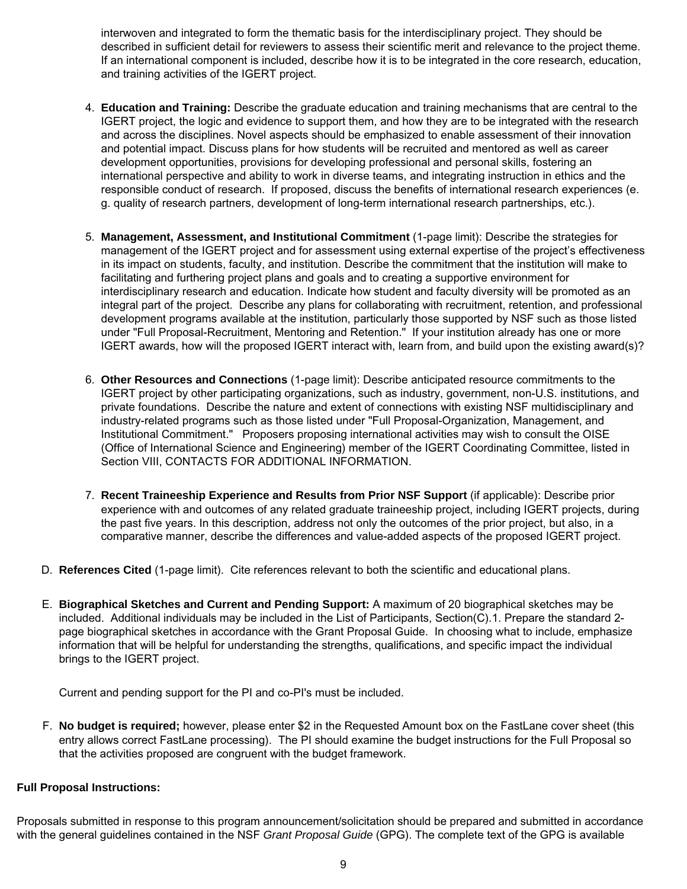interwoven and integrated to form the thematic basis for the interdisciplinary project. They should be described in sufficient detail for reviewers to assess their scientific merit and relevance to the project theme. If an international component is included, describe how it is to be integrated in the core research, education, and training activities of the IGERT project.

4. **Education and Training:** Describe the graduate education and training mechanisms that are central to the IGERT project, the logic and evidence to support them, and how they are to be integrated with the research and across the disciplines. Novel aspects should be emphasized to enable assessment of their innovation and potential impact. Discuss plans for how students will be recruited and mentored as well as career development opportunities, provisions for developing professional and personal skills, fostering an international perspective and ability to work in diverse teams, and integrating instruction in ethics and the responsible conduct of research. If proposed, discuss the benefits of international research experiences (e. g. quality of research partners, development of long-term international research partnerships, etc.).

5. **Management, Assessment, and Institutional Commitment** (1-page limit): Describe the strategies for management of the IGERT project and for assessment using external expertise of the project's effectiveness in its impact on students, faculty, and institution. Describe the commitment that the institution will make to facilitating and furthering project plans and goals and to creating a supportive environment for interdisciplinary research and education. Indicate how student and faculty diversity will be promoted as an integral part of the project. Describe any plans for collaborating with recruitment, retention, and professional development programs available at the institution, particularly those supported by NSF such as those listed under "Full Proposal-Recruitment, Mentoring and Retention." If your institution already has one or more IGERT awards, how will the proposed IGERT interact with, learn from, and build upon the existing award(s)?

6. **Other Resources and Connections** (1-page limit): Describe anticipated resource commitments to the IGERT project by other participating organizations, such as industry, government, non-U.S. institutions, and private foundations. Describe the nature and extent of connections with existing NSF multidisciplinary and industry-related programs such as those listed under "Full Proposal-Organization, Management, and Institutional Commitment." Proposers proposing international activities may wish to consult the OISE (Office of International Science and Engineering) member of the IGERT Coordinating Committee, listed in Section VIII, CONTACTS FOR ADDITIONAL INFORMATION.

7. **Recent Traineeship Experience and Results from Prior NSF Support** (if applicable): Describe prior experience with and outcomes of any related graduate traineeship project, including IGERT projects, during the past five years. In this description, address not only the outcomes of the prior project, but also, in a comparative manner, describe the differences and value-added aspects of the proposed IGERT project.

D. **References Cited** (1-page limit). Cite references relevant to both the scientific and educational plans.

E. **Biographical Sketches and Current and Pending Support:** A maximum of 20 biographical sketches may be included. Additional individuals may be included in the List of Participants, Section(C).1. Prepare the standard 2-page biographical sketches in accordance with the Grant Proposal Guide. In choosing what to include, emphasize information that will be helpful for understanding the strengths, qualifications, and specific impact the individual brings to the IGERT project.

   Current and pending support for the PI and co-PI's must be included.

F. **No budget is required;** however, please enter $2 in the Requested Amount box on the FastLane cover sheet (this entry allows correct FastLane processing). The PI should examine the budget instructions for the Full Proposal so that the activities proposed are congruent with the budget framework.

**Full Proposal Instructions:**

Proposals submitted in response to this program announcement/solicitation should be prepared and submitted in accordance with the general guidelines contained in the NSF *Grant Proposal Guide* (GPG). The complete text of the GPG is available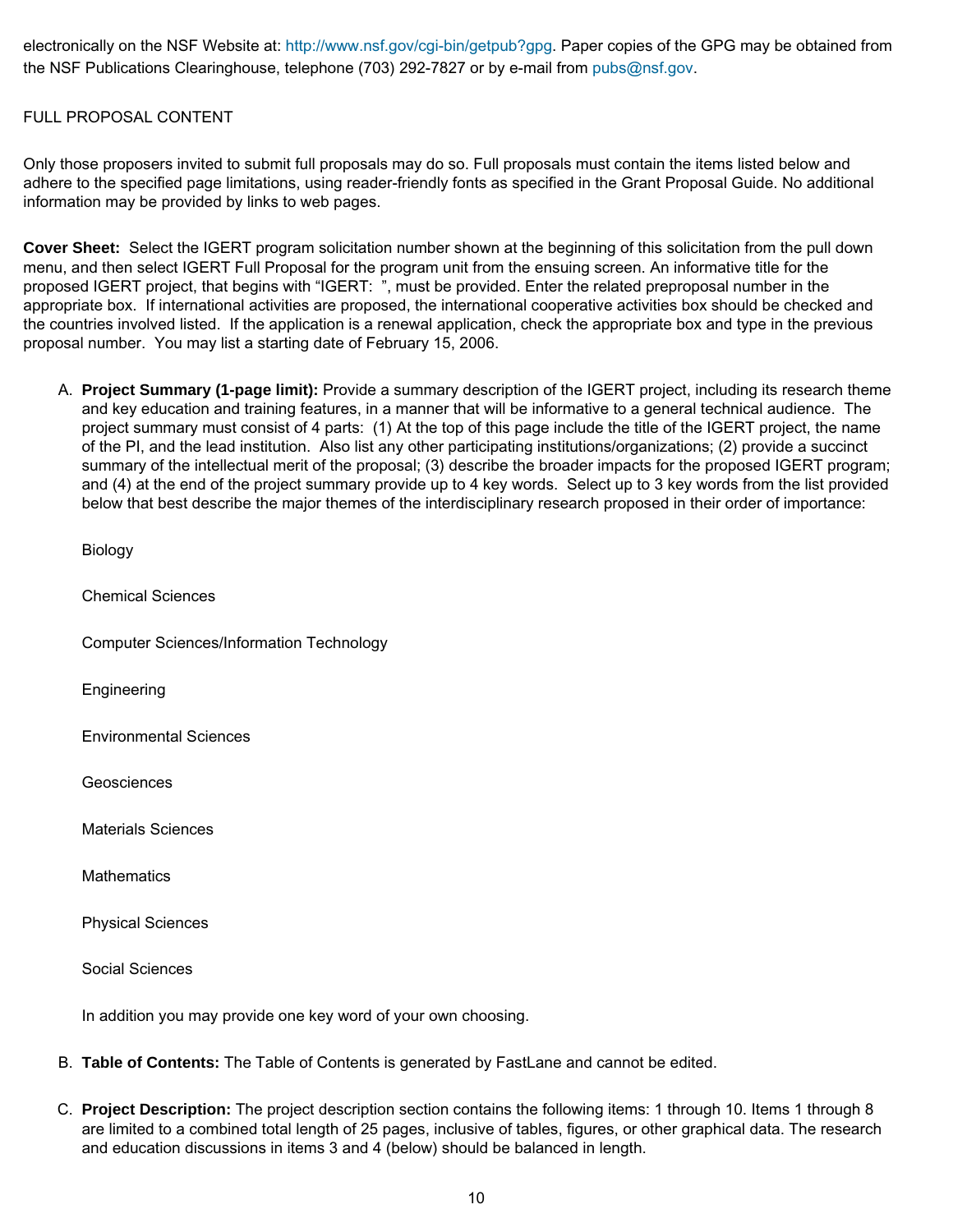electronically on the NSF Website at: http://www.nsf.gov/cgi-bin/getpub?gpg. Paper copies of the GPG may be obtained from the NSF Publications Clearinghouse, telephone (703) 292-7827 or by e-mail from pubs@nsf.gov.

FULL PROPOSAL CONTENT

Only those proposers invited to submit full proposals may do so. Full proposals must contain the items listed below and adhere to the specified page limitations, using reader-friendly fonts as specified in the Grant Proposal Guide. No additional information may be provided by links to web pages.

**Cover Sheet:** Select the IGERT program solicitation number shown at the beginning of this solicitation from the pull down menu, and then select IGERT Full Proposal for the program unit from the ensuing screen. An informative title for the proposed IGERT project, that begins with "IGERT: ", must be provided. Enter the related preproposal number in the appropriate box. If international activities are proposed, the international cooperative activities box should be checked and the countries involved listed. If the application is a renewal application, check the appropriate box and type in the previous proposal number. You may list a starting date of February 15, 2006.

A. **Project Summary (1-page limit):** Provide a summary description of the IGERT project, including its research theme and key education and training features, in a manner that will be informative to a general technical audience. The project summary must consist of 4 parts: (1) At the top of this page include the title of the IGERT project, the name of the PI, and the lead institution. Also list any other participating institutions/organizations; (2) provide a succinct summary of the intellectual merit of the proposal; (3) describe the broader impacts for the proposed IGERT program; and (4) at the end of the project summary provide up to 4 key words. Select up to 3 key words from the list provided below that best describe the major themes of the interdisciplinary research proposed in their order of importance:

   Biology

   Chemical Sciences

   Computer Sciences/Information Technology

   Engineering

   Environmental Sciences

   Geosciences

   Materials Sciences

   Mathematics

   Physical Sciences

   Social Sciences

   In addition you may provide one key word of your own choosing.

B. **Table of Contents:** The Table of Contents is generated by FastLane and cannot be edited.

C. **Project Description:** The project description section contains the following items: 1 through 10. Items 1 through 8 are limited to a combined total length of 25 pages, inclusive of tables, figures, or other graphical data. The research and education discussions in items 3 and 4 (below) should be balanced in length.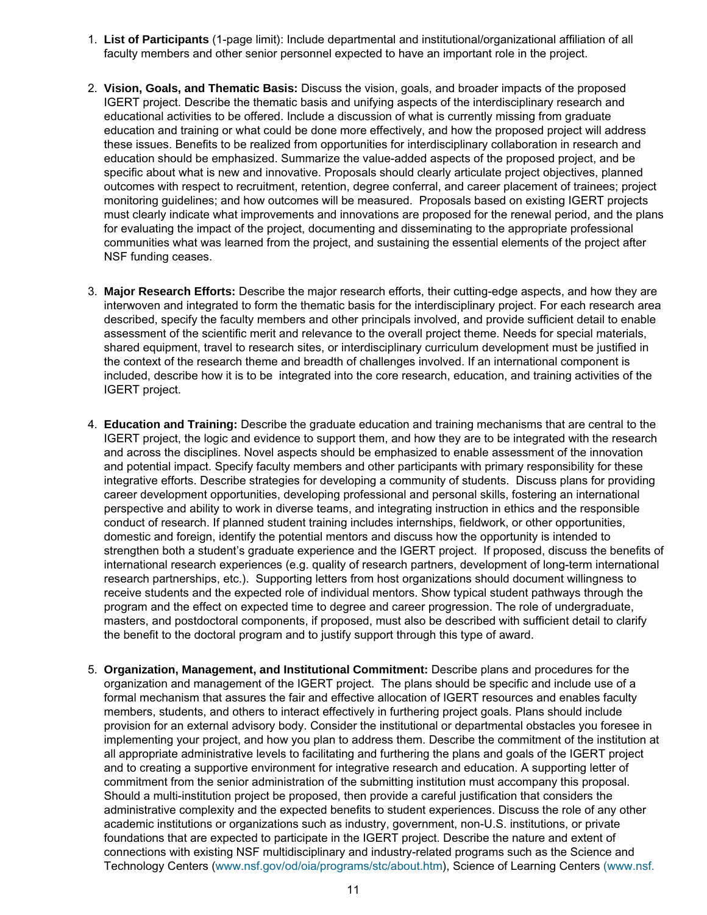1. **List of Participants** (1-page limit): Include departmental and institutional/organizational affiliation of all faculty members and other senior personnel expected to have an important role in the project.

2. **Vision, Goals, and Thematic Basis:** Discuss the vision, goals, and broader impacts of the proposed IGERT project. Describe the thematic basis and unifying aspects of the interdisciplinary research and educational activities to be offered. Include a discussion of what is currently missing from graduate education and training or what could be done more effectively, and how the proposed project will address these issues. Benefits to be realized from opportunities for interdisciplinary collaboration in research and education should be emphasized. Summarize the value-added aspects of the proposed project, and be specific about what is new and innovative. Proposals should clearly articulate project objectives, planned outcomes with respect to recruitment, retention, degree conferral, and career placement of trainees; project monitoring guidelines; and how outcomes will be measured. Proposals based on existing IGERT projects must clearly indicate what improvements and innovations are proposed for the renewal period, and the plans for evaluating the impact of the project, documenting and disseminating to the appropriate professional communities what was learned from the project, and sustaining the essential elements of the project after NSF funding ceases.

3. **Major Research Efforts:** Describe the major research efforts, their cutting-edge aspects, and how they are interwoven and integrated to form the thematic basis for the interdisciplinary project. For each research area described, specify the faculty members and other principals involved, and provide sufficient detail to enable assessment of the scientific merit and relevance to the overall project theme. Needs for special materials, shared equipment, travel to research sites, or interdisciplinary curriculum development must be justified in the context of the research theme and breadth of challenges involved. If an international component is included, describe how it is to be integrated into the core research, education, and training activities of the IGERT project.

4. **Education and Training:** Describe the graduate education and training mechanisms that are central to the IGERT project, the logic and evidence to support them, and how they are to be integrated with the research and across the disciplines. Novel aspects should be emphasized to enable assessment of the innovation and potential impact. Specify faculty members and other participants with primary responsibility for these integrative efforts. Describe strategies for developing a community of students. Discuss plans for providing career development opportunities, developing professional and personal skills, fostering an international perspective and ability to work in diverse teams, and integrating instruction in ethics and the responsible conduct of research. If planned student training includes internships, fieldwork, or other opportunities, domestic and foreign, identify the potential mentors and discuss how the opportunity is intended to strengthen both a student's graduate experience and the IGERT project. If proposed, discuss the benefits of international research experiences (e.g. quality of research partners, development of long-term international research partnerships, etc.). Supporting letters from host organizations should document willingness to receive students and the expected role of individual mentors. Show typical student pathways through the program and the effect on expected time to degree and career progression. The role of undergraduate, masters, and postdoctoral components, if proposed, must also be described with sufficient detail to clarify the benefit to the doctoral program and to justify support through this type of award.

5. **Organization, Management, and Institutional Commitment:** Describe plans and procedures for the organization and management of the IGERT project. The plans should be specific and include use of a formal mechanism that assures the fair and effective allocation of IGERT resources and enables faculty members, students, and others to interact effectively in furthering project goals. Plans should include provision for an external advisory body. Consider the institutional or departmental obstacles you foresee in implementing your project, and how you plan to address them. Describe the commitment of the institution at all appropriate administrative levels to facilitating and furthering the plans and goals of the IGERT project and to creating a supportive environment for integrative research and education. A supporting letter of commitment from the senior administration of the submitting institution must accompany this proposal. Should a multi-institution project be proposed, then provide a careful justification that considers the administrative complexity and the expected benefits to student experiences. Discuss the role of any other academic institutions or organizations such as industry, government, non-U.S. institutions, or private foundations that are expected to participate in the IGERT project. Describe the nature and extent of connections with existing NSF multidisciplinary and industry-related programs such as the Science and Technology Centers (www.nsf.gov/od/oia/programs/stc/about.htm), Science of Learning Centers (www.nsf.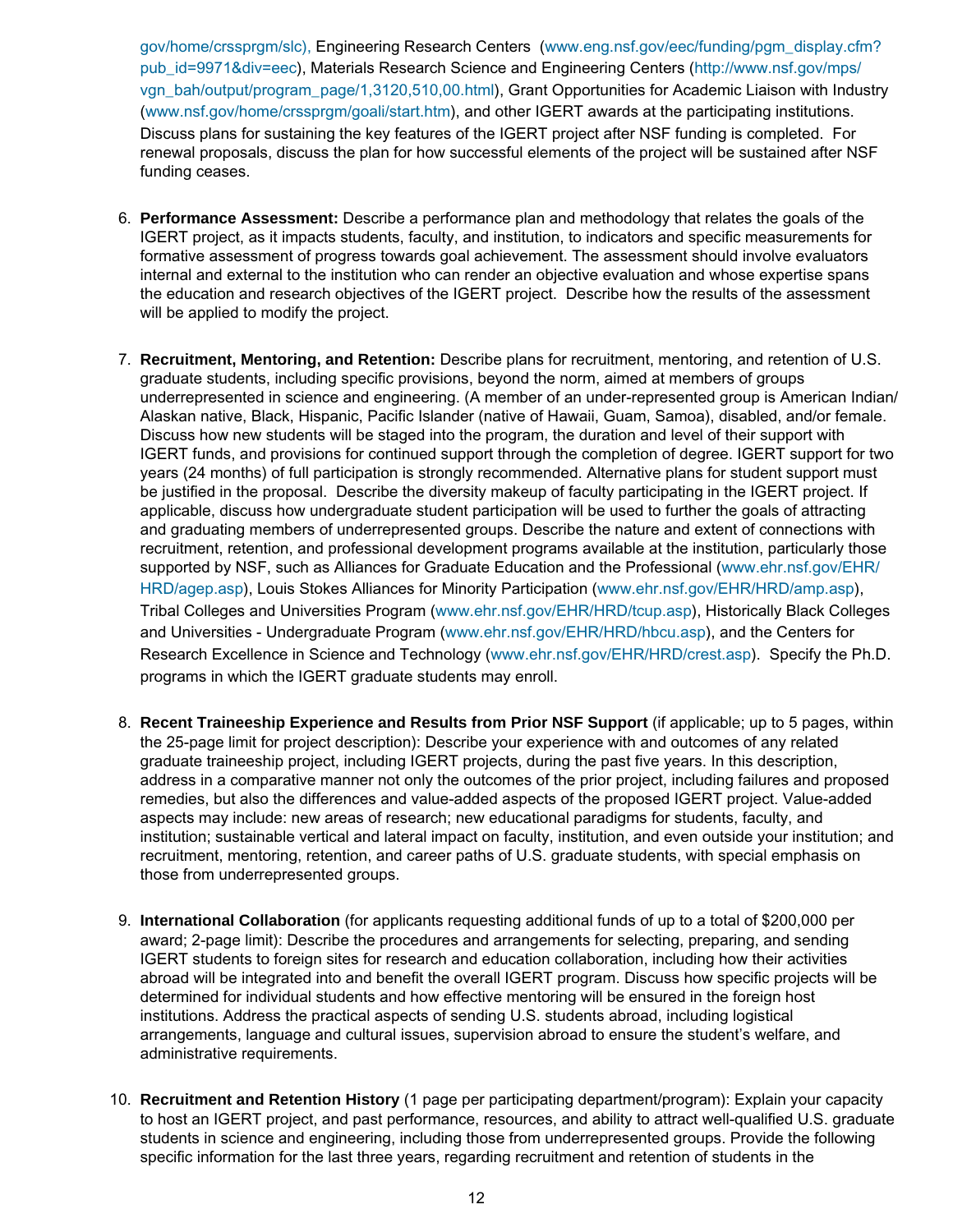gov/home/crssprgm/slc), Engineering Research Centers (www.eng.nsf.gov/eec/funding/pgm_display.cfm?pub_id=9971&div=eec), Materials Research Science and Engineering Centers (http://www.nsf.gov/mps/vgn_bah/output/program_page/1,3120,510,00.html), Grant Opportunities for Academic Liaison with Industry (www.nsf.gov/home/crssprgm/goali/start.htm), and other IGERT awards at the participating institutions. Discuss plans for sustaining the key features of the IGERT project after NSF funding is completed. For renewal proposals, discuss the plan for how successful elements of the project will be sustained after NSF funding ceases.

6. **Performance Assessment:** Describe a performance plan and methodology that relates the goals of the IGERT project, as it impacts students, faculty, and institution, to indicators and specific measurements for formative assessment of progress towards goal achievement. The assessment should involve evaluators internal and external to the institution who can render an objective evaluation and whose expertise spans the education and research objectives of the IGERT project. Describe how the results of the assessment will be applied to modify the project.

7. **Recruitment, Mentoring, and Retention:** Describe plans for recruitment, mentoring, and retention of U.S. graduate students, including specific provisions, beyond the norm, aimed at members of groups underrepresented in science and engineering. (A member of an under-represented group is American Indian/Alaskan native, Black, Hispanic, Pacific Islander (native of Hawaii, Guam, Samoa), disabled, and/or female. Discuss how new students will be staged into the program, the duration and level of their support with IGERT funds, and provisions for continued support through the completion of degree. IGERT support for two years (24 months) of full participation is strongly recommended. Alternative plans for student support must be justified in the proposal. Describe the diversity makeup of faculty participating in the IGERT project. If applicable, discuss how undergraduate student participation will be used to further the goals of attracting and graduating members of underrepresented groups. Describe the nature and extent of connections with recruitment, retention, and professional development programs available at the institution, particularly those supported by NSF, such as Alliances for Graduate Education and the Professional (www.ehr.nsf.gov/EHR/HRD/agep.asp), Louis Stokes Alliances for Minority Participation (www.ehr.nsf.gov/EHR/HRD/amp.asp), Tribal Colleges and Universities Program (www.ehr.nsf.gov/EHR/HRD/tcup.asp), Historically Black Colleges and Universities - Undergraduate Program (www.ehr.nsf.gov/EHR/HRD/hbcu.asp), and the Centers for Research Excellence in Science and Technology (www.ehr.nsf.gov/EHR/HRD/crest.asp). Specify the Ph.D. programs in which the IGERT graduate students may enroll.

8. **Recent Traineeship Experience and Results from Prior NSF Support** (if applicable; up to 5 pages, within the 25-page limit for project description): Describe your experience with and outcomes of any related graduate traineeship project, including IGERT projects, during the past five years. In this description, address in a comparative manner not only the outcomes of the prior project, including failures and proposed remedies, but also the differences and value-added aspects of the proposed IGERT project. Value-added aspects may include: new areas of research; new educational paradigms for students, faculty, and institution; sustainable vertical and lateral impact on faculty, institution, and even outside your institution; and recruitment, mentoring, retention, and career paths of U.S. graduate students, with special emphasis on those from underrepresented groups.

9. **International Collaboration** (for applicants requesting additional funds of up to a total of $200,000 per award; 2-page limit): Describe the procedures and arrangements for selecting, preparing, and sending IGERT students to foreign sites for research and education collaboration, including how their activities abroad will be integrated into and benefit the overall IGERT program. Discuss how specific projects will be determined for individual students and how effective mentoring will be ensured in the foreign host institutions. Address the practical aspects of sending U.S. students abroad, including logistical arrangements, language and cultural issues, supervision abroad to ensure the student's welfare, and administrative requirements.

10. **Recruitment and Retention History** (1 page per participating department/program): Explain your capacity to host an IGERT project, and past performance, resources, and ability to attract well-qualified U.S. graduate students in science and engineering, including those from underrepresented groups. Provide the following specific information for the last three years, regarding recruitment and retention of students in the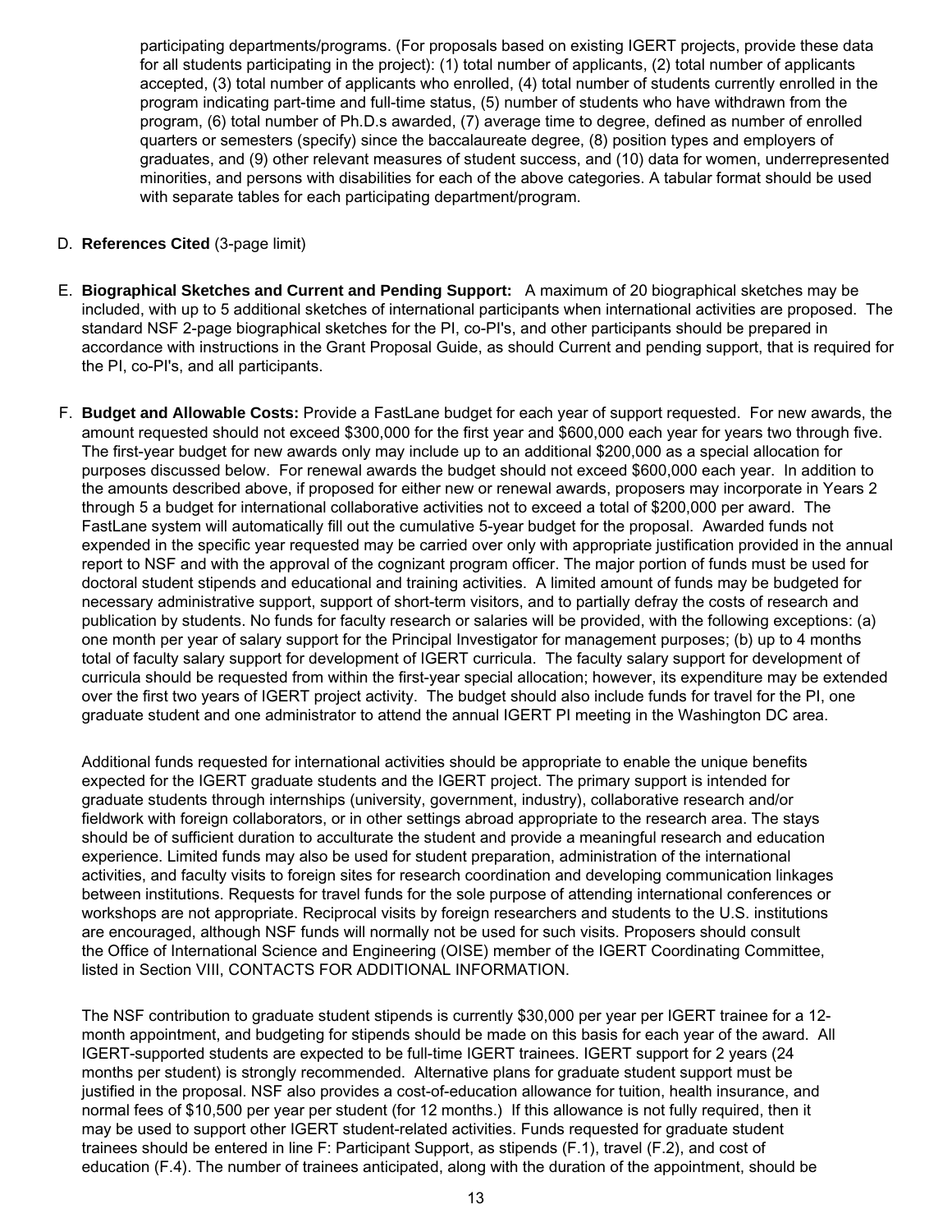participating departments/programs. (For proposals based on existing IGERT projects, provide these data for all students participating in the project): (1) total number of applicants, (2) total number of applicants accepted, (3) total number of applicants who enrolled, (4) total number of students currently enrolled in the program indicating part-time and full-time status, (5) number of students who have withdrawn from the program, (6) total number of Ph.D.s awarded, (7) average time to degree, defined as number of enrolled quarters or semesters (specify) since the baccalaureate degree, (8) position types and employers of graduates, and (9) other relevant measures of student success, and (10) data for women, underrepresented minorities, and persons with disabilities for each of the above categories. A tabular format should be used with separate tables for each participating department/program.

D. **References Cited** (3-page limit)

E. **Biographical Sketches and Current and Pending Support:** A maximum of 20 biographical sketches may be included, with up to 5 additional sketches of international participants when international activities are proposed. The standard NSF 2-page biographical sketches for the PI, co-PI's, and other participants should be prepared in accordance with instructions in the Grant Proposal Guide, as should Current and pending support, that is required for the PI, co-PI's, and all participants.

F. **Budget and Allowable Costs:** Provide a FastLane budget for each year of support requested. For new awards, the amount requested should not exceed $300,000 for the first year and $600,000 each year for years two through five. The first-year budget for new awards only may include up to an additional $200,000 as a special allocation for purposes discussed below. For renewal awards the budget should not exceed $600,000 each year. In addition to the amounts described above, if proposed for either new or renewal awards, proposers may incorporate in Years 2 through 5 a budget for international collaborative activities not to exceed a total of $200,000 per award. The FastLane system will automatically fill out the cumulative 5-year budget for the proposal. Awarded funds not expended in the specific year requested may be carried over only with appropriate justification provided in the annual report to NSF and with the approval of the cognizant program officer. The major portion of funds must be used for doctoral student stipends and educational and training activities. A limited amount of funds may be budgeted for necessary administrative support, support of short-term visitors, and to partially defray the costs of research and publication by students. No funds for faculty research or salaries will be provided, with the following exceptions: (a) one month per year of salary support for the Principal Investigator for management purposes; (b) up to 4 months total of faculty salary support for development of IGERT curricula. The faculty salary support for development of curricula should be requested from within the first-year special allocation; however, its expenditure may be extended over the first two years of IGERT project activity. The budget should also include funds for travel for the PI, one graduate student and one administrator to attend the annual IGERT PI meeting in the Washington DC area.

Additional funds requested for international activities should be appropriate to enable the unique benefits expected for the IGERT graduate students and the IGERT project. The primary support is intended for graduate students through internships (university, government, industry), collaborative research and/or fieldwork with foreign collaborators, or in other settings abroad appropriate to the research area. The stays should be of sufficient duration to acculturate the student and provide a meaningful research and education experience. Limited funds may also be used for student preparation, administration of the international activities, and faculty visits to foreign sites for research coordination and developing communication linkages between institutions. Requests for travel funds for the sole purpose of attending international conferences or workshops are not appropriate. Reciprocal visits by foreign researchers and students to the U.S. institutions are encouraged, although NSF funds will normally not be used for such visits. Proposers should consult the Office of International Science and Engineering (OISE) member of the IGERT Coordinating Committee, listed in Section VIII, CONTACTS FOR ADDITIONAL INFORMATION.

The NSF contribution to graduate student stipends is currently $30,000 per year per IGERT trainee for a 12-month appointment, and budgeting for stipends should be made on this basis for each year of the award. All IGERT-supported students are expected to be full-time IGERT trainees. IGERT support for 2 years (24 months per student) is strongly recommended. Alternative plans for graduate student support must be justified in the proposal. NSF also provides a cost-of-education allowance for tuition, health insurance, and normal fees of $10,500 per year per student (for 12 months.) If this allowance is not fully required, then it may be used to support other IGERT student-related activities. Funds requested for graduate student trainees should be entered in line F: Participant Support, as stipends (F.1), travel (F.2), and cost of education (F.4). The number of trainees anticipated, along with the duration of the appointment, should be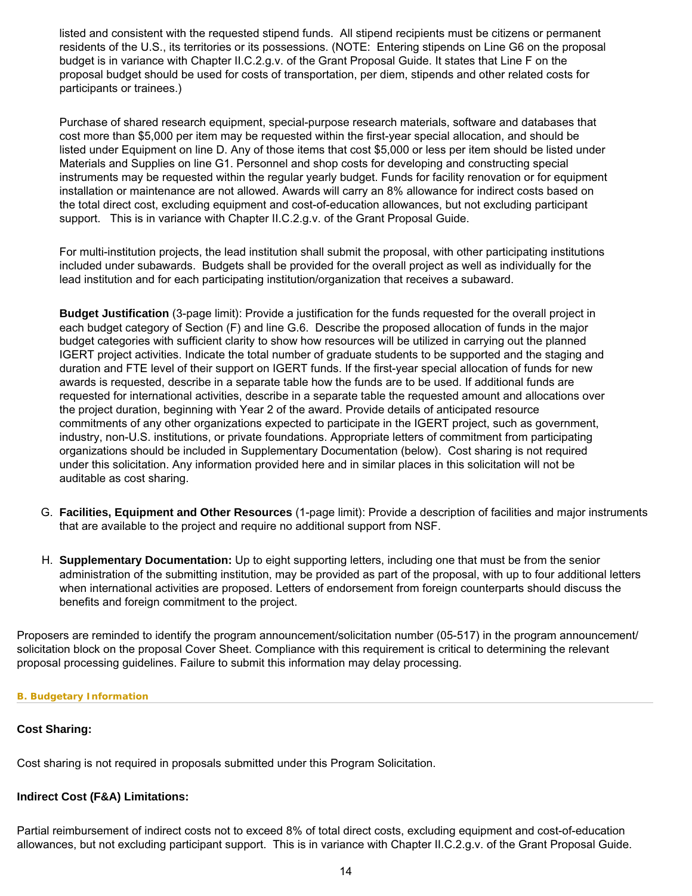listed and consistent with the requested stipend funds. All stipend recipients must be citizens or permanent residents of the U.S., its territories or its possessions. (NOTE: Entering stipends on Line G6 on the proposal budget is in variance with Chapter II.C.2.g.v. of the Grant Proposal Guide. It states that Line F on the proposal budget should be used for costs of transportation, per diem, stipends and other related costs for participants or trainees.)

Purchase of shared research equipment, special-purpose research materials, software and databases that cost more than $5,000 per item may be requested within the first-year special allocation, and should be listed under Equipment on line D. Any of those items that cost $5,000 or less per item should be listed under Materials and Supplies on line G1. Personnel and shop costs for developing and constructing special instruments may be requested within the regular yearly budget. Funds for facility renovation or for equipment installation or maintenance are not allowed. Awards will carry an 8% allowance for indirect costs based on the total direct cost, excluding equipment and cost-of-education allowances, but not excluding participant support. This is in variance with Chapter II.C.2.g.v. of the Grant Proposal Guide.

For multi-institution projects, the lead institution shall submit the proposal, with other participating institutions included under subawards. Budgets shall be provided for the overall project as well as individually for the lead institution and for each participating institution/organization that receives a subaward.

**Budget Justification** (3-page limit): Provide a justification for the funds requested for the overall project in each budget category of Section (F) and line G.6. Describe the proposed allocation of funds in the major budget categories with sufficient clarity to show how resources will be utilized in carrying out the planned IGERT project activities. Indicate the total number of graduate students to be supported and the staging and duration and FTE level of their support on IGERT funds. If the first-year special allocation of funds for new awards is requested, describe in a separate table how the funds are to be used. If additional funds are requested for international activities, describe in a separate table the requested amount and allocations over the project duration, beginning with Year 2 of the award. Provide details of anticipated resource commitments of any other organizations expected to participate in the IGERT project, such as government, industry, non-U.S. institutions, or private foundations. Appropriate letters of commitment from participating organizations should be included in Supplementary Documentation (below). Cost sharing is not required under this solicitation. Any information provided here and in similar places in this solicitation will not be auditable as cost sharing.

G. **Facilities, Equipment and Other Resources** (1-page limit): Provide a description of facilities and major instruments that are available to the project and require no additional support from NSF.

H. **Supplementary Documentation:** Up to eight supporting letters, including one that must be from the senior administration of the submitting institution, may be provided as part of the proposal, with up to four additional letters when international activities are proposed. Letters of endorsement from foreign counterparts should discuss the benefits and foreign commitment to the project.

Proposers are reminded to identify the program announcement/solicitation number (05-517) in the program announcement/solicitation block on the proposal Cover Sheet. Compliance with this requirement is critical to determining the relevant proposal processing guidelines. Failure to submit this information may delay processing.

## B. Budgetary Information

**Cost Sharing:**

Cost sharing is not required in proposals submitted under this Program Solicitation.

**Indirect Cost (F&A) Limitations:**

Partial reimbursement of indirect costs not to exceed 8% of total direct costs, excluding equipment and cost-of-education allowances, but not excluding participant support. This is in variance with Chapter II.C.2.g.v. of the Grant Proposal Guide.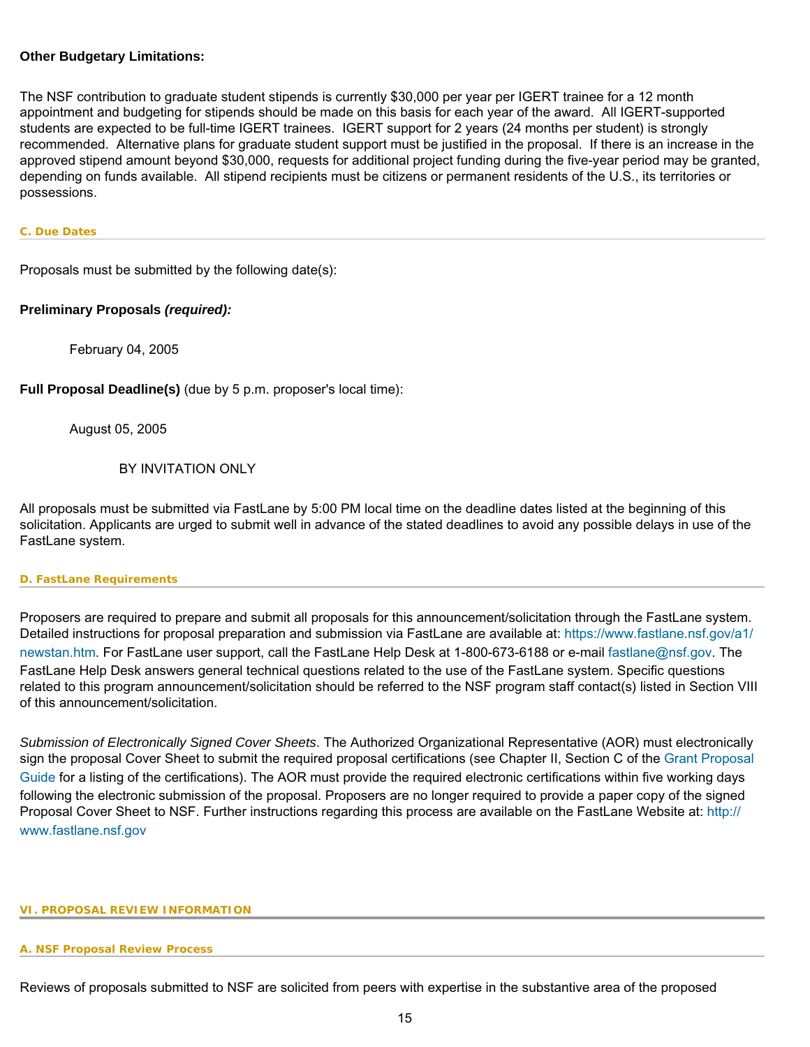**Other Budgetary Limitations:**

The NSF contribution to graduate student stipends is currently $30,000 per year per IGERT trainee for a 12 month appointment and budgeting for stipends should be made on this basis for each year of the award. All IGERT-supported students are expected to be full-time IGERT trainees. IGERT support for 2 years (24 months per student) is strongly recommended. Alternative plans for graduate student support must be justified in the proposal. If there is an increase in the approved stipend amount beyond $30,000, requests for additional project funding during the five-year period may be granted, depending on funds available. All stipend recipients must be citizens or permanent residents of the U.S., its territories or possessions.

### C. Due Dates

Proposals must be submitted by the following date(s):

**Preliminary Proposals *(required):***

February 04, 2005

**Full Proposal Deadline(s)** (due by 5 p.m. proposer's local time):

August 05, 2005

BY INVITATION ONLY

All proposals must be submitted via FastLane by 5:00 PM local time on the deadline dates listed at the beginning of this solicitation. Applicants are urged to submit well in advance of the stated deadlines to avoid any possible delays in use of the FastLane system.

### D. FastLane Requirements

Proposers are required to prepare and submit all proposals for this announcement/solicitation through the FastLane system. Detailed instructions for proposal preparation and submission via FastLane are available at: https://www.fastlane.nsf.gov/a1/newstan.htm. For FastLane user support, call the FastLane Help Desk at 1-800-673-6188 or e-mail fastlane@nsf.gov. The FastLane Help Desk answers general technical questions related to the use of the FastLane system. Specific questions related to this program announcement/solicitation should be referred to the NSF program staff contact(s) listed in Section VIII of this announcement/solicitation.

*Submission of Electronically Signed Cover Sheets*. The Authorized Organizational Representative (AOR) must electronically sign the proposal Cover Sheet to submit the required proposal certifications (see Chapter II, Section C of the Grant Proposal Guide for a listing of the certifications). The AOR must provide the required electronic certifications within five working days following the electronic submission of the proposal. Proposers are no longer required to provide a paper copy of the signed Proposal Cover Sheet to NSF. Further instructions regarding this process are available on the FastLane Website at: http://www.fastlane.nsf.gov

## VI. PROPOSAL REVIEW INFORMATION

### A. NSF Proposal Review Process

Reviews of proposals submitted to NSF are solicited from peers with expertise in the substantive area of the proposed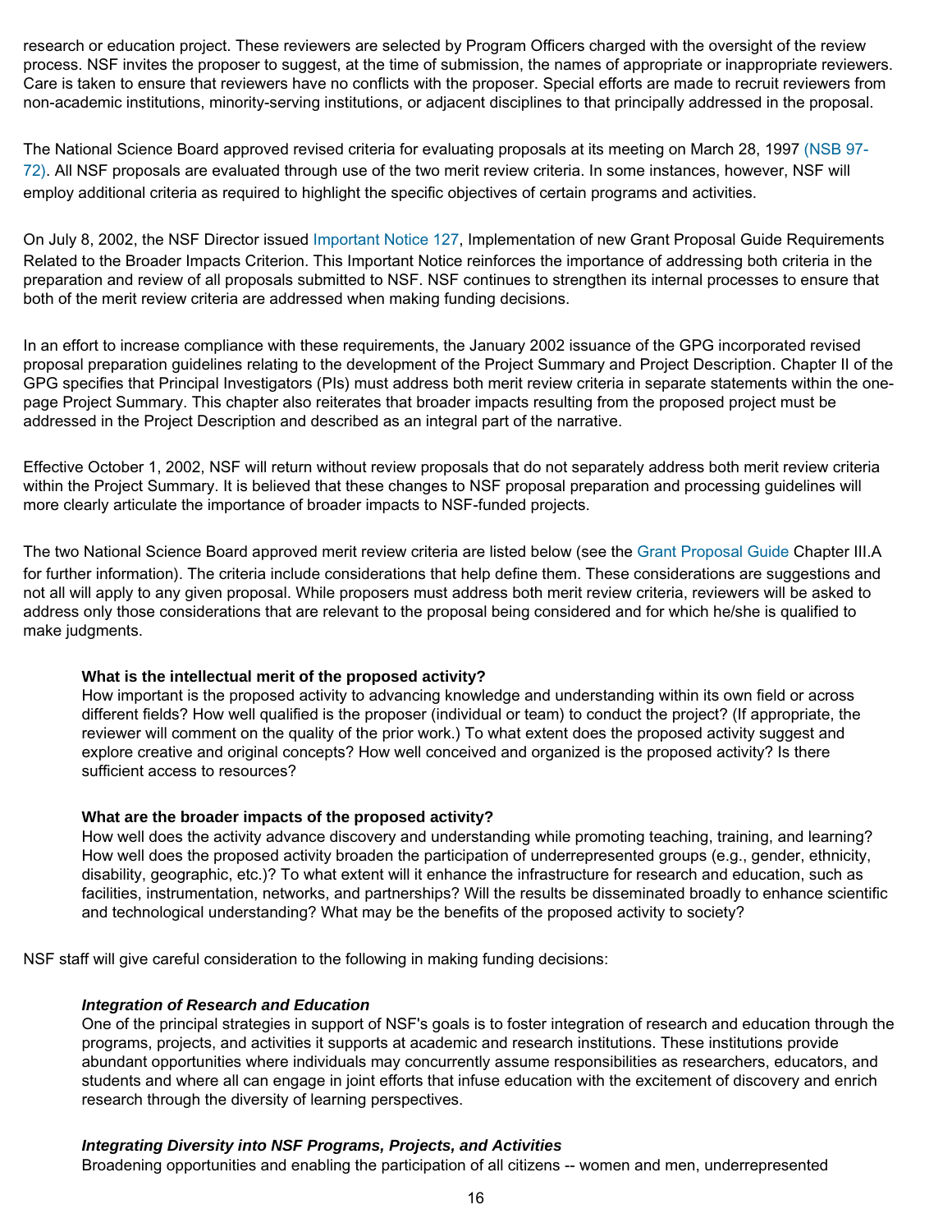research or education project. These reviewers are selected by Program Officers charged with the oversight of the review process. NSF invites the proposer to suggest, at the time of submission, the names of appropriate or inappropriate reviewers. Care is taken to ensure that reviewers have no conflicts with the proposer. Special efforts are made to recruit reviewers from non-academic institutions, minority-serving institutions, or adjacent disciplines to that principally addressed in the proposal.

The National Science Board approved revised criteria for evaluating proposals at its meeting on March 28, 1997 (NSB 97-72). All NSF proposals are evaluated through use of the two merit review criteria. In some instances, however, NSF will employ additional criteria as required to highlight the specific objectives of certain programs and activities.

On July 8, 2002, the NSF Director issued Important Notice 127, Implementation of new Grant Proposal Guide Requirements Related to the Broader Impacts Criterion. This Important Notice reinforces the importance of addressing both criteria in the preparation and review of all proposals submitted to NSF. NSF continues to strengthen its internal processes to ensure that both of the merit review criteria are addressed when making funding decisions.

In an effort to increase compliance with these requirements, the January 2002 issuance of the GPG incorporated revised proposal preparation guidelines relating to the development of the Project Summary and Project Description. Chapter II of the GPG specifies that Principal Investigators (PIs) must address both merit review criteria in separate statements within the one-page Project Summary. This chapter also reiterates that broader impacts resulting from the proposed project must be addressed in the Project Description and described as an integral part of the narrative.

Effective October 1, 2002, NSF will return without review proposals that do not separately address both merit review criteria within the Project Summary. It is believed that these changes to NSF proposal preparation and processing guidelines will more clearly articulate the importance of broader impacts to NSF-funded projects.

The two National Science Board approved merit review criteria are listed below (see the Grant Proposal Guide Chapter III.A for further information). The criteria include considerations that help define them. These considerations are suggestions and not all will apply to any given proposal. While proposers must address both merit review criteria, reviewers will be asked to address only those considerations that are relevant to the proposal being considered and for which he/she is qualified to make judgments.

**What is the intellectual merit of the proposed activity?**
How important is the proposed activity to advancing knowledge and understanding within its own field or across different fields? How well qualified is the proposer (individual or team) to conduct the project? (If appropriate, the reviewer will comment on the quality of the prior work.) To what extent does the proposed activity suggest and explore creative and original concepts? How well conceived and organized is the proposed activity? Is there sufficient access to resources?

**What are the broader impacts of the proposed activity?**
How well does the activity advance discovery and understanding while promoting teaching, training, and learning? How well does the proposed activity broaden the participation of underrepresented groups (e.g., gender, ethnicity, disability, geographic, etc.)? To what extent will it enhance the infrastructure for research and education, such as facilities, instrumentation, networks, and partnerships? Will the results be disseminated broadly to enhance scientific and technological understanding? What may be the benefits of the proposed activity to society?

NSF staff will give careful consideration to the following in making funding decisions:

***Integration of Research and Education***
One of the principal strategies in support of NSF's goals is to foster integration of research and education through the programs, projects, and activities it supports at academic and research institutions. These institutions provide abundant opportunities where individuals may concurrently assume responsibilities as researchers, educators, and students and where all can engage in joint efforts that infuse education with the excitement of discovery and enrich research through the diversity of learning perspectives.

***Integrating Diversity into NSF Programs, Projects, and Activities***
Broadening opportunities and enabling the participation of all citizens -- women and men, underrepresented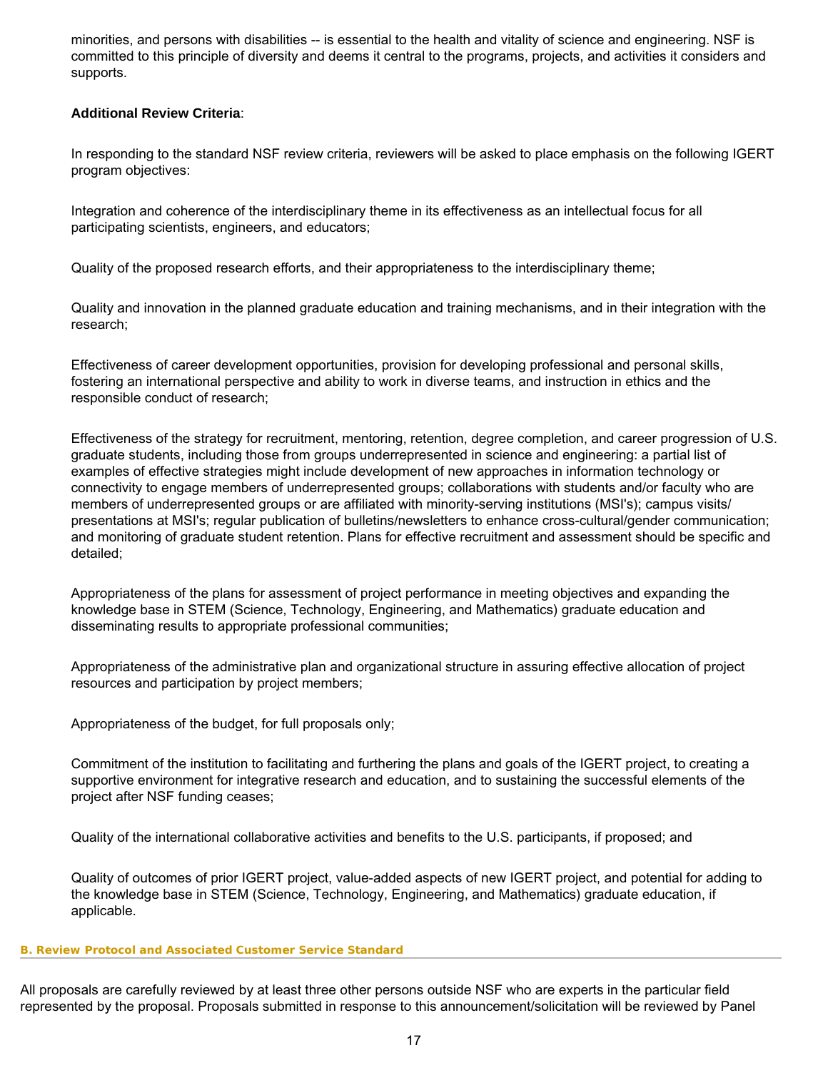minorities, and persons with disabilities -- is essential to the health and vitality of science and engineering. NSF is committed to this principle of diversity and deems it central to the programs, projects, and activities it considers and supports.

**Additional Review Criteria**:

In responding to the standard NSF review criteria, reviewers will be asked to place emphasis on the following IGERT program objectives:

Integration and coherence of the interdisciplinary theme in its effectiveness as an intellectual focus for all participating scientists, engineers, and educators;

Quality of the proposed research efforts, and their appropriateness to the interdisciplinary theme;

Quality and innovation in the planned graduate education and training mechanisms, and in their integration with the research;

Effectiveness of career development opportunities, provision for developing professional and personal skills, fostering an international perspective and ability to work in diverse teams, and instruction in ethics and the responsible conduct of research;

Effectiveness of the strategy for recruitment, mentoring, retention, degree completion, and career progression of U.S. graduate students, including those from groups underrepresented in science and engineering: a partial list of examples of effective strategies might include development of new approaches in information technology or connectivity to engage members of underrepresented groups; collaborations with students and/or faculty who are members of underrepresented groups or are affiliated with minority-serving institutions (MSI's); campus visits/presentations at MSI's; regular publication of bulletins/newsletters to enhance cross-cultural/gender communication; and monitoring of graduate student retention. Plans for effective recruitment and assessment should be specific and detailed;

Appropriateness of the plans for assessment of project performance in meeting objectives and expanding the knowledge base in STEM (Science, Technology, Engineering, and Mathematics) graduate education and disseminating results to appropriate professional communities;

Appropriateness of the administrative plan and organizational structure in assuring effective allocation of project resources and participation by project members;

Appropriateness of the budget, for full proposals only;

Commitment of the institution to facilitating and furthering the plans and goals of the IGERT project, to creating a supportive environment for integrative research and education, and to sustaining the successful elements of the project after NSF funding ceases;

Quality of the international collaborative activities and benefits to the U.S. participants, if proposed; and

Quality of outcomes of prior IGERT project, value-added aspects of new IGERT project, and potential for adding to the knowledge base in STEM (Science, Technology, Engineering, and Mathematics) graduate education, if applicable.

### B. Review Protocol and Associated Customer Service Standard

All proposals are carefully reviewed by at least three other persons outside NSF who are experts in the particular field represented by the proposal. Proposals submitted in response to this announcement/solicitation will be reviewed by Panel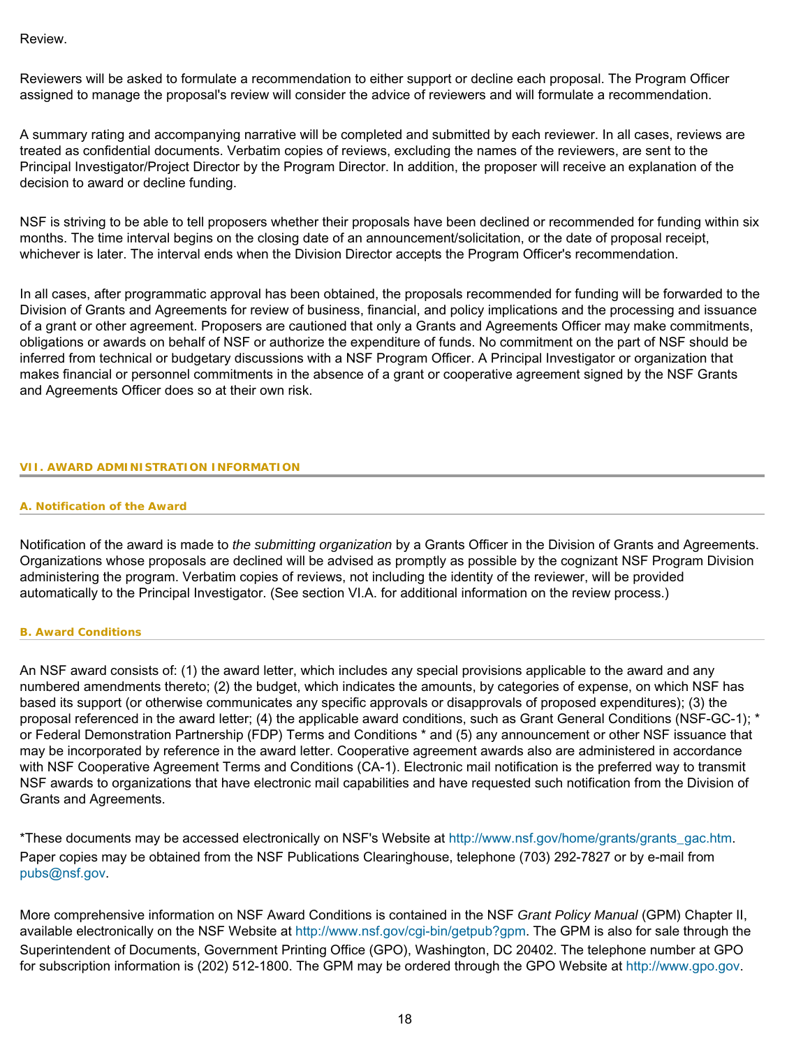Review.

Reviewers will be asked to formulate a recommendation to either support or decline each proposal. The Program Officer assigned to manage the proposal's review will consider the advice of reviewers and will formulate a recommendation.

A summary rating and accompanying narrative will be completed and submitted by each reviewer. In all cases, reviews are treated as confidential documents. Verbatim copies of reviews, excluding the names of the reviewers, are sent to the Principal Investigator/Project Director by the Program Director. In addition, the proposer will receive an explanation of the decision to award or decline funding.

NSF is striving to be able to tell proposers whether their proposals have been declined or recommended for funding within six months. The time interval begins on the closing date of an announcement/solicitation, or the date of proposal receipt, whichever is later. The interval ends when the Division Director accepts the Program Officer's recommendation.

In all cases, after programmatic approval has been obtained, the proposals recommended for funding will be forwarded to the Division of Grants and Agreements for review of business, financial, and policy implications and the processing and issuance of a grant or other agreement. Proposers are cautioned that only a Grants and Agreements Officer may make commitments, obligations or awards on behalf of NSF or authorize the expenditure of funds. No commitment on the part of NSF should be inferred from technical or budgetary discussions with a NSF Program Officer. A Principal Investigator or organization that makes financial or personnel commitments in the absence of a grant or cooperative agreement signed by the NSF Grants and Agreements Officer does so at their own risk.

## VII. AWARD ADMINISTRATION INFORMATION

### A. Notification of the Award

Notification of the award is made to *the submitting organization* by a Grants Officer in the Division of Grants and Agreements. Organizations whose proposals are declined will be advised as promptly as possible by the cognizant NSF Program Division administering the program. Verbatim copies of reviews, not including the identity of the reviewer, will be provided automatically to the Principal Investigator. (See section VI.A. for additional information on the review process.)

### B. Award Conditions

An NSF award consists of: (1) the award letter, which includes any special provisions applicable to the award and any numbered amendments thereto; (2) the budget, which indicates the amounts, by categories of expense, on which NSF has based its support (or otherwise communicates any specific approvals or disapprovals of proposed expenditures); (3) the proposal referenced in the award letter; (4) the applicable award conditions, such as Grant General Conditions (NSF-GC-1); * or Federal Demonstration Partnership (FDP) Terms and Conditions * and (5) any announcement or other NSF issuance that may be incorporated by reference in the award letter. Cooperative agreement awards also are administered in accordance with NSF Cooperative Agreement Terms and Conditions (CA-1). Electronic mail notification is the preferred way to transmit NSF awards to organizations that have electronic mail capabilities and have requested such notification from the Division of Grants and Agreements.

*These documents may be accessed electronically on NSF's Website at http://www.nsf.gov/home/grants/grants_gac.htm. Paper copies may be obtained from the NSF Publications Clearinghouse, telephone (703) 292-7827 or by e-mail from pubs@nsf.gov.

More comprehensive information on NSF Award Conditions is contained in the NSF *Grant Policy Manual* (GPM) Chapter II, available electronically on the NSF Website at http://www.nsf.gov/cgi-bin/getpub?gpm. The GPM is also for sale through the Superintendent of Documents, Government Printing Office (GPO), Washington, DC 20402. The telephone number at GPO for subscription information is (202) 512-1800. The GPM may be ordered through the GPO Website at http://www.gpo.gov.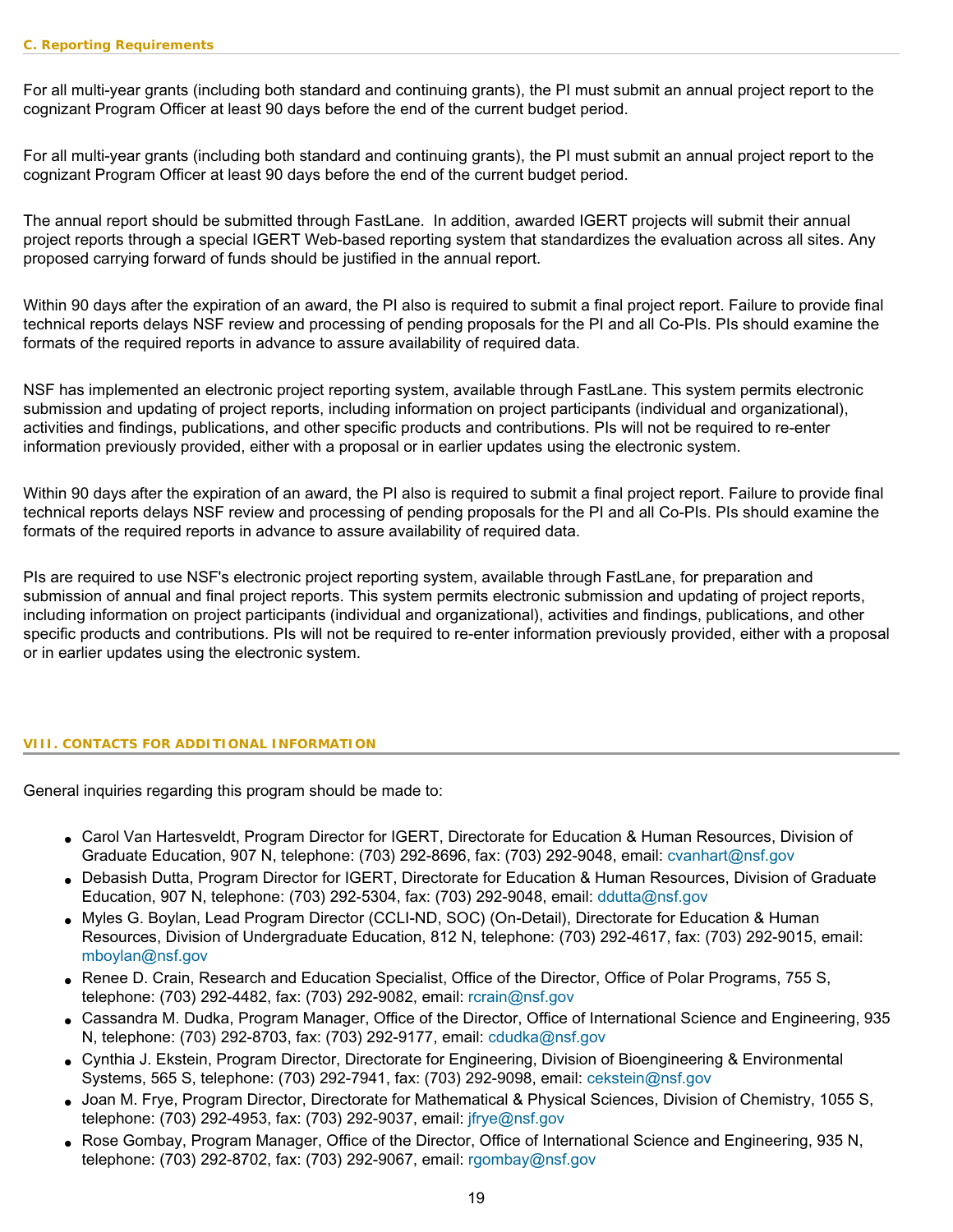### C. Reporting Requirements

For all multi-year grants (including both standard and continuing grants), the PI must submit an annual project report to the cognizant Program Officer at least 90 days before the end of the current budget period.

For all multi-year grants (including both standard and continuing grants), the PI must submit an annual project report to the cognizant Program Officer at least 90 days before the end of the current budget period.

The annual report should be submitted through FastLane. In addition, awarded IGERT projects will submit their annual project reports through a special IGERT Web-based reporting system that standardizes the evaluation across all sites. Any proposed carrying forward of funds should be justified in the annual report.

Within 90 days after the expiration of an award, the PI also is required to submit a final project report. Failure to provide final technical reports delays NSF review and processing of pending proposals for the PI and all Co-PIs. PIs should examine the formats of the required reports in advance to assure availability of required data.

NSF has implemented an electronic project reporting system, available through FastLane. This system permits electronic submission and updating of project reports, including information on project participants (individual and organizational), activities and findings, publications, and other specific products and contributions. PIs will not be required to re-enter information previously provided, either with a proposal or in earlier updates using the electronic system.

Within 90 days after the expiration of an award, the PI also is required to submit a final project report. Failure to provide final technical reports delays NSF review and processing of pending proposals for the PI and all Co-PIs. PIs should examine the formats of the required reports in advance to assure availability of required data.

PIs are required to use NSF's electronic project reporting system, available through FastLane, for preparation and submission of annual and final project reports. This system permits electronic submission and updating of project reports, including information on project participants (individual and organizational), activities and findings, publications, and other specific products and contributions. PIs will not be required to re-enter information previously provided, either with a proposal or in earlier updates using the electronic system.

## VIII. CONTACTS FOR ADDITIONAL INFORMATION

General inquiries regarding this program should be made to:

- Carol Van Hartesveldt, Program Director for IGERT, Directorate for Education & Human Resources, Division of Graduate Education, 907 N, telephone: (703) 292-8696, fax: (703) 292-9048, email: cvanhart@nsf.gov
- Debasish Dutta, Program Director for IGERT, Directorate for Education & Human Resources, Division of Graduate Education, 907 N, telephone: (703) 292-5304, fax: (703) 292-9048, email: ddutta@nsf.gov
- Myles G. Boylan, Lead Program Director (CCLI-ND, SOC) (On-Detail), Directorate for Education & Human Resources, Division of Undergraduate Education, 812 N, telephone: (703) 292-4617, fax: (703) 292-9015, email: mboylan@nsf.gov
- Renee D. Crain, Research and Education Specialist, Office of the Director, Office of Polar Programs, 755 S, telephone: (703) 292-4482, fax: (703) 292-9082, email: rcrain@nsf.gov
- Cassandra M. Dudka, Program Manager, Office of the Director, Office of International Science and Engineering, 935 N, telephone: (703) 292-8703, fax: (703) 292-9177, email: cdudka@nsf.gov
- Cynthia J. Ekstein, Program Director, Directorate for Engineering, Division of Bioengineering & Environmental Systems, 565 S, telephone: (703) 292-7941, fax: (703) 292-9098, email: cekstein@nsf.gov
- Joan M. Frye, Program Director, Directorate for Mathematical & Physical Sciences, Division of Chemistry, 1055 S, telephone: (703) 292-4953, fax: (703) 292-9037, email: jfrye@nsf.gov
- Rose Gombay, Program Manager, Office of the Director, Office of International Science and Engineering, 935 N, telephone: (703) 292-8702, fax: (703) 292-9067, email: rgombay@nsf.gov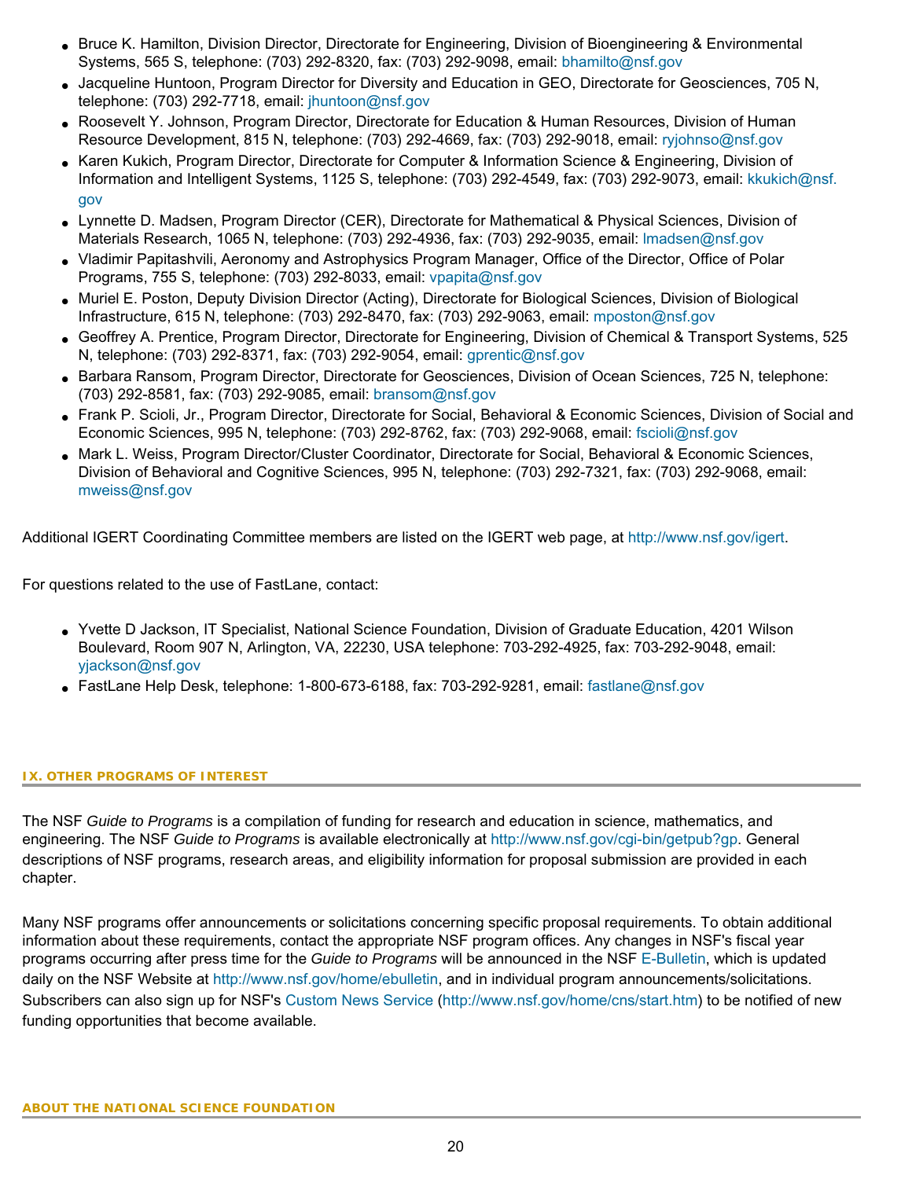- Bruce K. Hamilton, Division Director, Directorate for Engineering, Division of Bioengineering & Environmental Systems, 565 S, telephone: (703) 292-8320, fax: (703) 292-9098, email: bhamilto@nsf.gov
- Jacqueline Huntoon, Program Director for Diversity and Education in GEO, Directorate for Geosciences, 705 N, telephone: (703) 292-7718, email: jhuntoon@nsf.gov
- Roosevelt Y. Johnson, Program Director, Directorate for Education & Human Resources, Division of Human Resource Development, 815 N, telephone: (703) 292-4669, fax: (703) 292-9018, email: ryjohnso@nsf.gov
- Karen Kukich, Program Director, Directorate for Computer & Information Science & Engineering, Division of Information and Intelligent Systems, 1125 S, telephone: (703) 292-4549, fax: (703) 292-9073, email: kkukich@nsf.gov
- Lynnette D. Madsen, Program Director (CER), Directorate for Mathematical & Physical Sciences, Division of Materials Research, 1065 N, telephone: (703) 292-4936, fax: (703) 292-9035, email: lmadsen@nsf.gov
- Vladimir Papitashvili, Aeronomy and Astrophysics Program Manager, Office of the Director, Office of Polar Programs, 755 S, telephone: (703) 292-8033, email: vpapita@nsf.gov
- Muriel E. Poston, Deputy Division Director (Acting), Directorate for Biological Sciences, Division of Biological Infrastructure, 615 N, telephone: (703) 292-8470, fax: (703) 292-9063, email: mposton@nsf.gov
- Geoffrey A. Prentice, Program Director, Directorate for Engineering, Division of Chemical & Transport Systems, 525 N, telephone: (703) 292-8371, fax: (703) 292-9054, email: gprentic@nsf.gov
- Barbara Ransom, Program Director, Directorate for Geosciences, Division of Ocean Sciences, 725 N, telephone: (703) 292-8581, fax: (703) 292-9085, email: bransom@nsf.gov
- Frank P. Scioli, Jr., Program Director, Directorate for Social, Behavioral & Economic Sciences, Division of Social and Economic Sciences, 995 N, telephone: (703) 292-8762, fax: (703) 292-9068, email: fscioli@nsf.gov
- Mark L. Weiss, Program Director/Cluster Coordinator, Directorate for Social, Behavioral & Economic Sciences, Division of Behavioral and Cognitive Sciences, 995 N, telephone: (703) 292-7321, fax: (703) 292-9068, email: mweiss@nsf.gov

Additional IGERT Coordinating Committee members are listed on the IGERT web page, at http://www.nsf.gov/igert.

For questions related to the use of FastLane, contact:

- Yvette D Jackson, IT Specialist, National Science Foundation, Division of Graduate Education, 4201 Wilson Boulevard, Room 907 N, Arlington, VA, 22230, USA telephone: 703-292-4925, fax: 703-292-9048, email: yjackson@nsf.gov
- FastLane Help Desk, telephone: 1-800-673-6188, fax: 703-292-9281, email: fastlane@nsf.gov

## IX. OTHER PROGRAMS OF INTEREST

The NSF *Guide to Programs* is a compilation of funding for research and education in science, mathematics, and engineering. The NSF *Guide to Programs* is available electronically at http://www.nsf.gov/cgi-bin/getpub?gp. General descriptions of NSF programs, research areas, and eligibility information for proposal submission are provided in each chapter.

Many NSF programs offer announcements or solicitations concerning specific proposal requirements. To obtain additional information about these requirements, contact the appropriate NSF program offices. Any changes in NSF's fiscal year programs occurring after press time for the *Guide to Programs* will be announced in the NSF E-Bulletin, which is updated daily on the NSF Website at http://www.nsf.gov/home/ebulletin, and in individual program announcements/solicitations. Subscribers can also sign up for NSF's Custom News Service (http://www.nsf.gov/home/cns/start.htm) to be notified of new funding opportunities that become available.

## ABOUT THE NATIONAL SCIENCE FOUNDATION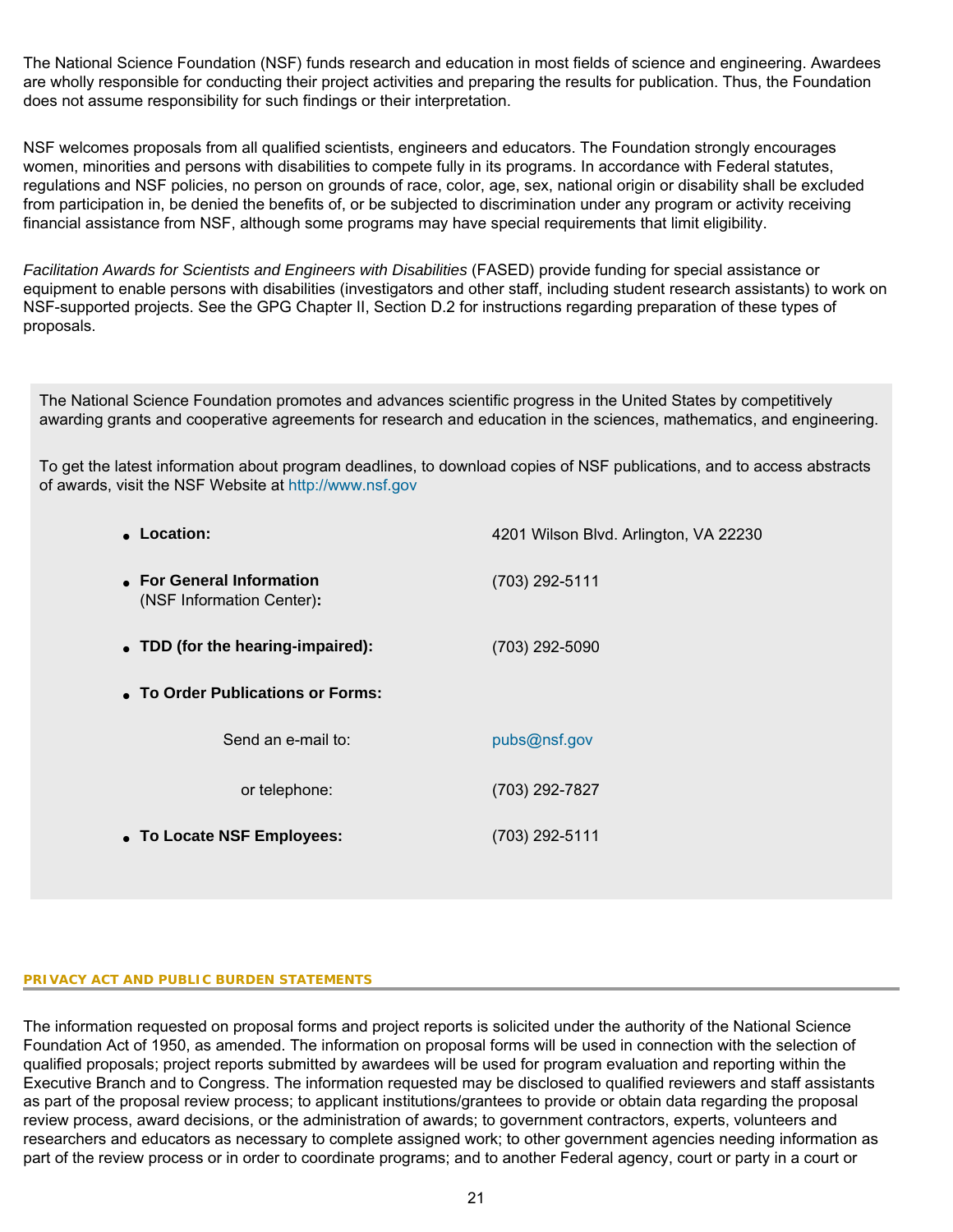The National Science Foundation (NSF) funds research and education in most fields of science and engineering. Awardees are wholly responsible for conducting their project activities and preparing the results for publication. Thus, the Foundation does not assume responsibility for such findings or their interpretation.

NSF welcomes proposals from all qualified scientists, engineers and educators. The Foundation strongly encourages women, minorities and persons with disabilities to compete fully in its programs. In accordance with Federal statutes, regulations and NSF policies, no person on grounds of race, color, age, sex, national origin or disability shall be excluded from participation in, be denied the benefits of, or be subjected to discrimination under any program or activity receiving financial assistance from NSF, although some programs may have special requirements that limit eligibility.

*Facilitation Awards for Scientists and Engineers with Disabilities* (FASED) provide funding for special assistance or equipment to enable persons with disabilities (investigators and other staff, including student research assistants) to work on NSF-supported projects. See the GPG Chapter II, Section D.2 for instructions regarding preparation of these types of proposals.

The National Science Foundation promotes and advances scientific progress in the United States by competitively awarding grants and cooperative agreements for research and education in the sciences, mathematics, and engineering.

To get the latest information about program deadlines, to download copies of NSF publications, and to access abstracts of awards, visit the NSF Website at http://www.nsf.gov

- **Location:** 4201 Wilson Blvd. Arlington, VA 22230
- **For General Information** (NSF Information Center)**:** (703) 292-5111
- **TDD (for the hearing-impaired):** (703) 292-5090
- **To Order Publications or Forms:**
  - Send an e-mail to: pubs@nsf.gov
  - or telephone: (703) 292-7827
- **To Locate NSF Employees:** (703) 292-5111

## PRIVACY ACT AND PUBLIC BURDEN STATEMENTS

The information requested on proposal forms and project reports is solicited under the authority of the National Science Foundation Act of 1950, as amended. The information on proposal forms will be used in connection with the selection of qualified proposals; project reports submitted by awardees will be used for program evaluation and reporting within the Executive Branch and to Congress. The information requested may be disclosed to qualified reviewers and staff assistants as part of the proposal review process; to applicant institutions/grantees to provide or obtain data regarding the proposal review process, award decisions, or the administration of awards; to government contractors, experts, volunteers and researchers and educators as necessary to complete assigned work; to other government agencies needing information as part of the review process or in order to coordinate programs; and to another Federal agency, court or party in a court or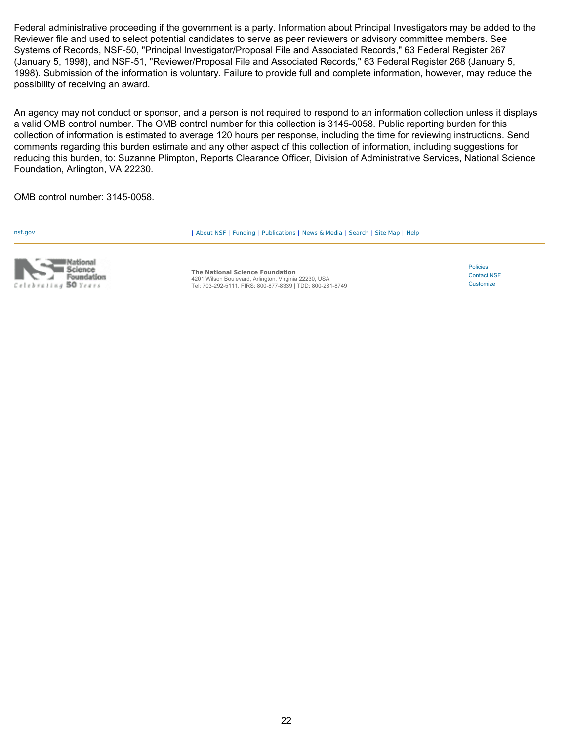Federal administrative proceeding if the government is a party. Information about Principal Investigators may be added to the Reviewer file and used to select potential candidates to serve as peer reviewers or advisory committee members. See Systems of Records, NSF-50, "Principal Investigator/Proposal File and Associated Records," 63 Federal Register 267 (January 5, 1998), and NSF-51, "Reviewer/Proposal File and Associated Records," 63 Federal Register 268 (January 5, 1998). Submission of the information is voluntary. Failure to provide full and complete information, however, may reduce the possibility of receiving an award.

An agency may not conduct or sponsor, and a person is not required to respond to an information collection unless it displays a valid OMB control number. The OMB control number for this collection is 3145-0058. Public reporting burden for this collection of information is estimated to average 120 hours per response, including the time for reviewing instructions. Send comments regarding this burden estimate and any other aspect of this collection of information, including suggestions for reducing this burden, to: Suzanne Plimpton, Reports Clearance Officer, Division of Administrative Services, National Science Foundation, Arlington, VA 22230.

OMB control number: 3145-0058.

nsf.gov | About NSF | Funding | Publications | News & Media | Search | Site Map | Help

**The National Science Foundation**
4201 Wilson Boulevard, Arlington, Virginia 22230, USA
Tel: 703-292-5111, FIRS: 800-877-8339 | TDD: 800-281-8749

Policies
Contact NSF
Customize